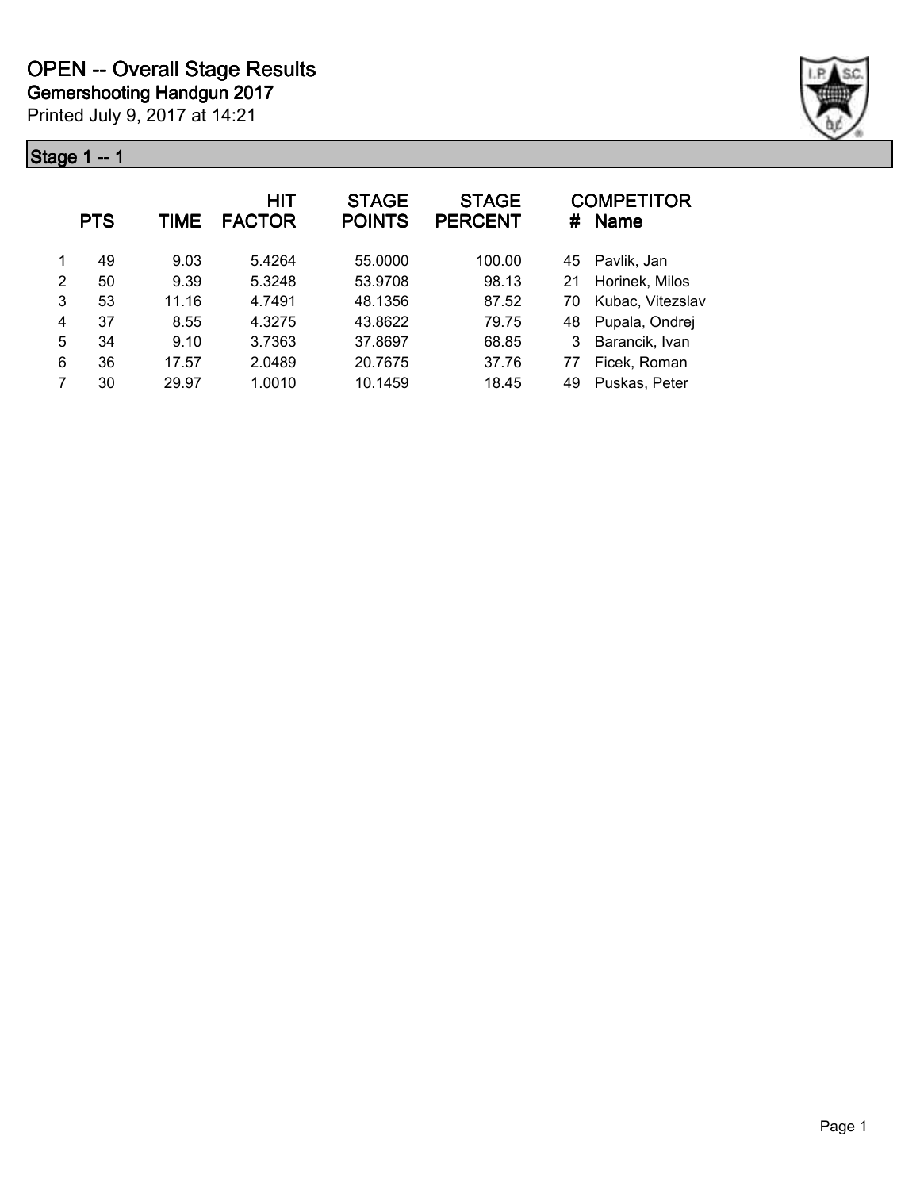# OPEN -- Overall Stage Results

## Gemershooting Handgun 2017

Printed July 9, 2017 at 14:21

### Stage 1 -- 1

| | PTS | TIME | HIT FACTOR | STAGE POINTS | STAGE PERCENT | # | COMPETITOR Name |
|---|---|---|---|---|---|---|---|
| 1 | 49 | 9.03 | 5.4264 | 55.0000 | 100.00 | 45 | Pavlik, Jan |
| 2 | 50 | 9.39 | 5.3248 | 53.9708 | 98.13 | 21 | Horinek, Milos |
| 3 | 53 | 11.16 | 4.7491 | 48.1356 | 87.52 | 70 | Kubac, Vitezslav |
| 4 | 37 | 8.55 | 4.3275 | 43.8622 | 79.75 | 48 | Pupala, Ondrej |
| 5 | 34 | 9.10 | 3.7363 | 37.8697 | 68.85 | 3 | Barancik, Ivan |
| 6 | 36 | 17.57 | 2.0489 | 20.7675 | 37.76 | 77 | Ficek, Roman |
| 7 | 30 | 29.97 | 1.0010 | 10.1459 | 18.45 | 49 | Puskas, Peter |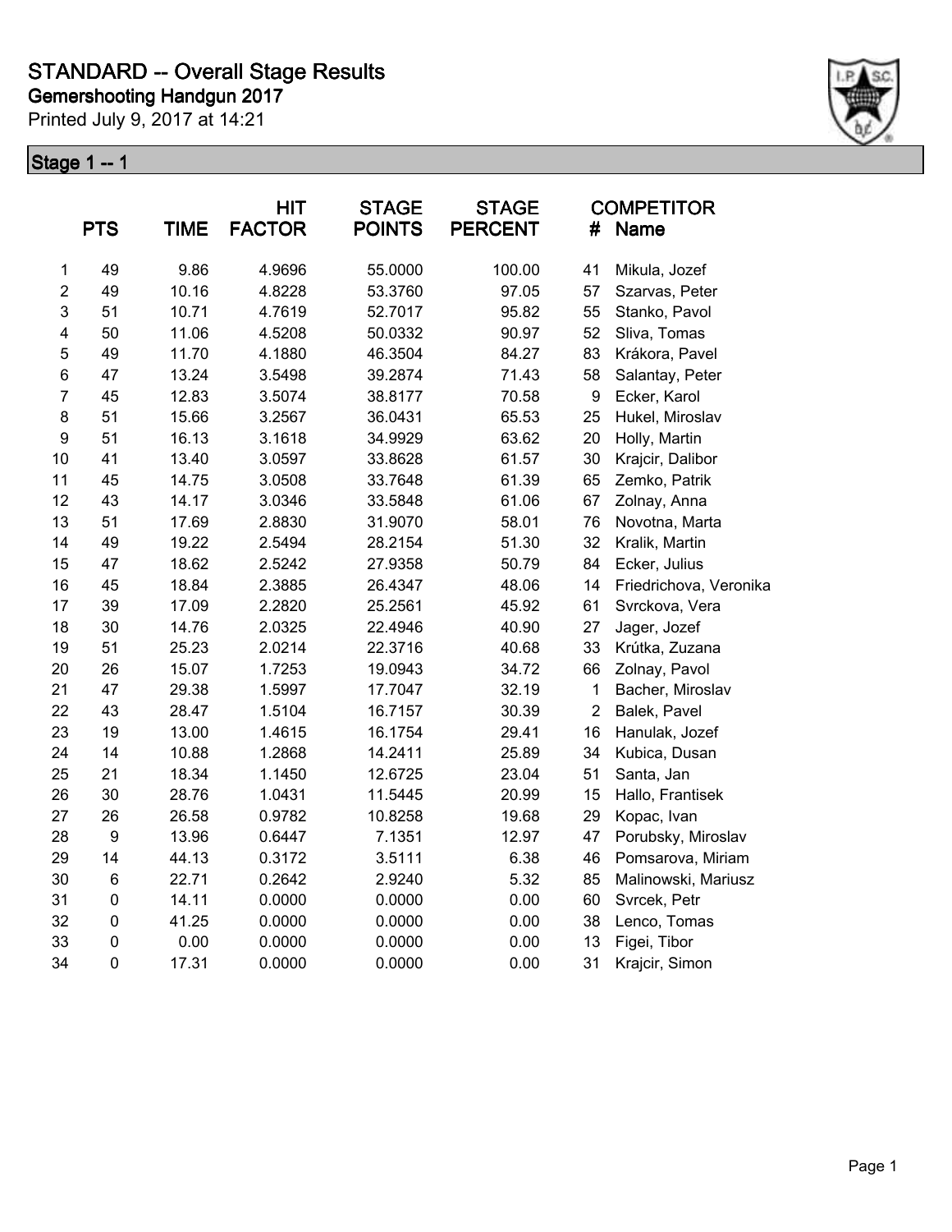# STANDARD -- Overall Stage Results

**Gemershooting Handgun 2017**

Printed July 9, 2017 at 14:21

## Stage 1 -- 1

| | PTS | TIME | HIT FACTOR | STAGE POINTS | STAGE PERCENT | # | COMPETITOR Name |
|---|---|---|---|---|---|---|---|
| 1 | 49 | 9.86 | 4.9696 | 55.0000 | 100.00 | 41 | Mikula, Jozef |
| 2 | 49 | 10.16 | 4.8228 | 53.3760 | 97.05 | 57 | Szarvas, Peter |
| 3 | 51 | 10.71 | 4.7619 | 52.7017 | 95.82 | 55 | Stanko, Pavol |
| 4 | 50 | 11.06 | 4.5208 | 50.0332 | 90.97 | 52 | Sliva, Tomas |
| 5 | 49 | 11.70 | 4.1880 | 46.3504 | 84.27 | 83 | Krákora, Pavel |
| 6 | 47 | 13.24 | 3.5498 | 39.2874 | 71.43 | 58 | Salantay, Peter |
| 7 | 45 | 12.83 | 3.5074 | 38.8177 | 70.58 | 9 | Ecker, Karol |
| 8 | 51 | 15.66 | 3.2567 | 36.0431 | 65.53 | 25 | Hukel, Miroslav |
| 9 | 51 | 16.13 | 3.1618 | 34.9929 | 63.62 | 20 | Holly, Martin |
| 10 | 41 | 13.40 | 3.0597 | 33.8628 | 61.57 | 30 | Krajcir, Dalibor |
| 11 | 45 | 14.75 | 3.0508 | 33.7648 | 61.39 | 65 | Zemko, Patrik |
| 12 | 43 | 14.17 | 3.0346 | 33.5848 | 61.06 | 67 | Zolnay, Anna |
| 13 | 51 | 17.69 | 2.8830 | 31.9070 | 58.01 | 76 | Novotna, Marta |
| 14 | 49 | 19.22 | 2.5494 | 28.2154 | 51.30 | 32 | Kralik, Martin |
| 15 | 47 | 18.62 | 2.5242 | 27.9358 | 50.79 | 84 | Ecker, Julius |
| 16 | 45 | 18.84 | 2.3885 | 26.4347 | 48.06 | 14 | Friedrichova, Veronika |
| 17 | 39 | 17.09 | 2.2820 | 25.2561 | 45.92 | 61 | Svrckova, Vera |
| 18 | 30 | 14.76 | 2.0325 | 22.4946 | 40.90 | 27 | Jager, Jozef |
| 19 | 51 | 25.23 | 2.0214 | 22.3716 | 40.68 | 33 | Krútka, Zuzana |
| 20 | 26 | 15.07 | 1.7253 | 19.0943 | 34.72 | 66 | Zolnay, Pavol |
| 21 | 47 | 29.38 | 1.5997 | 17.7047 | 32.19 | 1 | Bacher, Miroslav |
| 22 | 43 | 28.47 | 1.5104 | 16.7157 | 30.39 | 2 | Balek, Pavel |
| 23 | 19 | 13.00 | 1.4615 | 16.1754 | 29.41 | 16 | Hanulak, Jozef |
| 24 | 14 | 10.88 | 1.2868 | 14.2411 | 25.89 | 34 | Kubica, Dusan |
| 25 | 21 | 18.34 | 1.1450 | 12.6725 | 23.04 | 51 | Santa, Jan |
| 26 | 30 | 28.76 | 1.0431 | 11.5445 | 20.99 | 15 | Hallo, Frantisek |
| 27 | 26 | 26.58 | 0.9782 | 10.8258 | 19.68 | 29 | Kopac, Ivan |
| 28 | 9 | 13.96 | 0.6447 | 7.1351 | 12.97 | 47 | Porubsky, Miroslav |
| 29 | 14 | 44.13 | 0.3172 | 3.5111 | 6.38 | 46 | Pomsarova, Miriam |
| 30 | 6 | 22.71 | 0.2642 | 2.9240 | 5.32 | 85 | Malinowski, Mariusz |
| 31 | 0 | 14.11 | 0.0000 | 0.0000 | 0.00 | 60 | Svrcek, Petr |
| 32 | 0 | 41.25 | 0.0000 | 0.0000 | 0.00 | 38 | Lenco, Tomas |
| 33 | 0 | 0.00 | 0.0000 | 0.0000 | 0.00 | 13 | Figei, Tibor |
| 34 | 0 | 17.31 | 0.0000 | 0.0000 | 0.00 | 31 | Krajcir, Simon |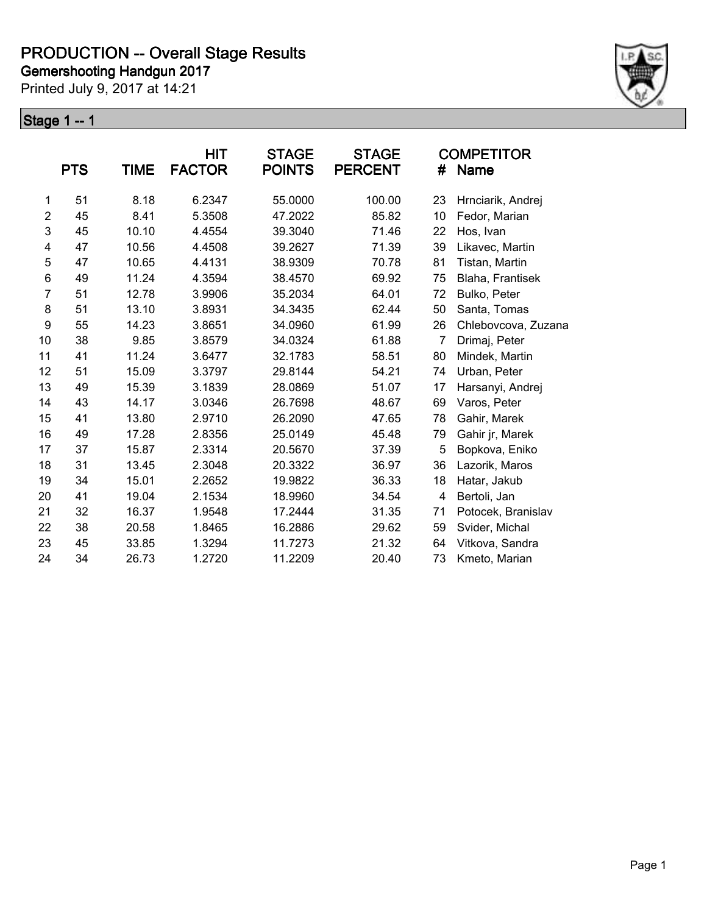# PRODUCTION -- Overall Stage Results

## Gemershooting Handgun 2017

Printed July 9, 2017 at 14:21

### Stage 1 -- 1

| | PTS | TIME | HIT FACTOR | STAGE POINTS | STAGE PERCENT | # | COMPETITOR Name |
|---|---|---|---|---|---|---|---|
| 1 | 51 | 8.18 | 6.2347 | 55.0000 | 100.00 | 23 | Hrnciarik, Andrej |
| 2 | 45 | 8.41 | 5.3508 | 47.2022 | 85.82 | 10 | Fedor, Marian |
| 3 | 45 | 10.10 | 4.4554 | 39.3040 | 71.46 | 22 | Hos, Ivan |
| 4 | 47 | 10.56 | 4.4508 | 39.2627 | 71.39 | 39 | Likavec, Martin |
| 5 | 47 | 10.65 | 4.4131 | 38.9309 | 70.78 | 81 | Tistan, Martin |
| 6 | 49 | 11.24 | 4.3594 | 38.4570 | 69.92 | 75 | Blaha, Frantisek |
| 7 | 51 | 12.78 | 3.9906 | 35.2034 | 64.01 | 72 | Bulko, Peter |
| 8 | 51 | 13.10 | 3.8931 | 34.3435 | 62.44 | 50 | Santa, Tomas |
| 9 | 55 | 14.23 | 3.8651 | 34.0960 | 61.99 | 26 | Chlebovcova, Zuzana |
| 10 | 38 | 9.85 | 3.8579 | 34.0324 | 61.88 | 7 | Drimaj, Peter |
| 11 | 41 | 11.24 | 3.6477 | 32.1783 | 58.51 | 80 | Mindek, Martin |
| 12 | 51 | 15.09 | 3.3797 | 29.8144 | 54.21 | 74 | Urban, Peter |
| 13 | 49 | 15.39 | 3.1839 | 28.0869 | 51.07 | 17 | Harsanyi, Andrej |
| 14 | 43 | 14.17 | 3.0346 | 26.7698 | 48.67 | 69 | Varos, Peter |
| 15 | 41 | 13.80 | 2.9710 | 26.2090 | 47.65 | 78 | Gahir, Marek |
| 16 | 49 | 17.28 | 2.8356 | 25.0149 | 45.48 | 79 | Gahir jr, Marek |
| 17 | 37 | 15.87 | 2.3314 | 20.5670 | 37.39 | 5 | Bopkova, Eniko |
| 18 | 31 | 13.45 | 2.3048 | 20.3322 | 36.97 | 36 | Lazorik, Maros |
| 19 | 34 | 15.01 | 2.2652 | 19.9822 | 36.33 | 18 | Hatar, Jakub |
| 20 | 41 | 19.04 | 2.1534 | 18.9960 | 34.54 | 4 | Bertoli, Jan |
| 21 | 32 | 16.37 | 1.9548 | 17.2444 | 31.35 | 71 | Potocek, Branislav |
| 22 | 38 | 20.58 | 1.8465 | 16.2886 | 29.62 | 59 | Svider, Michal |
| 23 | 45 | 33.85 | 1.3294 | 11.7273 | 21.32 | 64 | Vitkova, Sandra |
| 24 | 34 | 26.73 | 1.2720 | 11.2209 | 20.40 | 73 | Kmeto, Marian |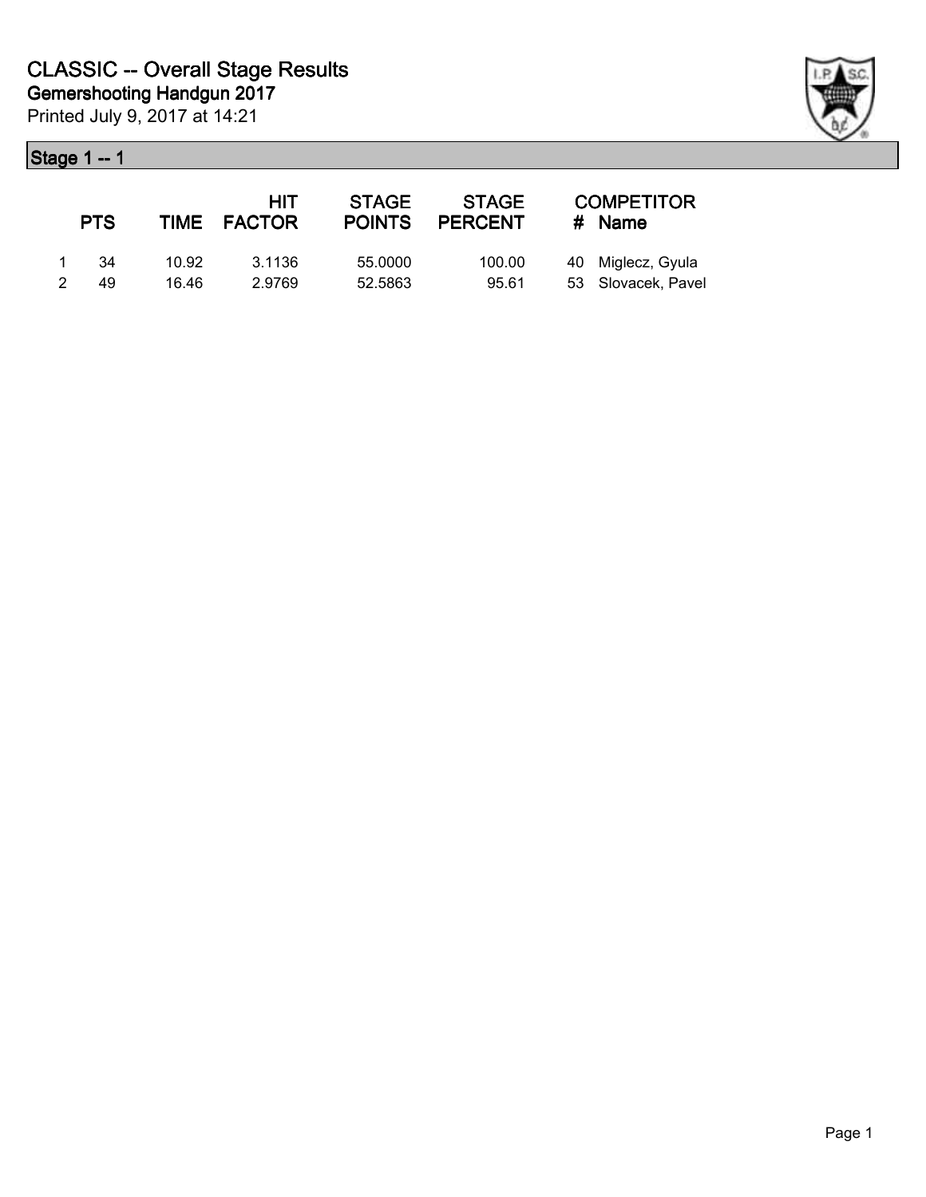# CLASSIC -- Overall Stage Results

## Gemershooting Handgun 2017

Printed July 9, 2017 at 14:21

### Stage 1 -- 1

| | PTS | TIME | HIT FACTOR | STAGE POINTS | STAGE PERCENT | # | COMPETITOR Name |
|---|---|---|---|---|---|---|---|
| 1 | 34 | 10.92 | 3.1136 | 55.0000 | 100.00 | 40 | Miglecz, Gyula |
| 2 | 49 | 16.46 | 2.9769 | 52.5863 | 95.61 | 53 | Slovacek, Pavel |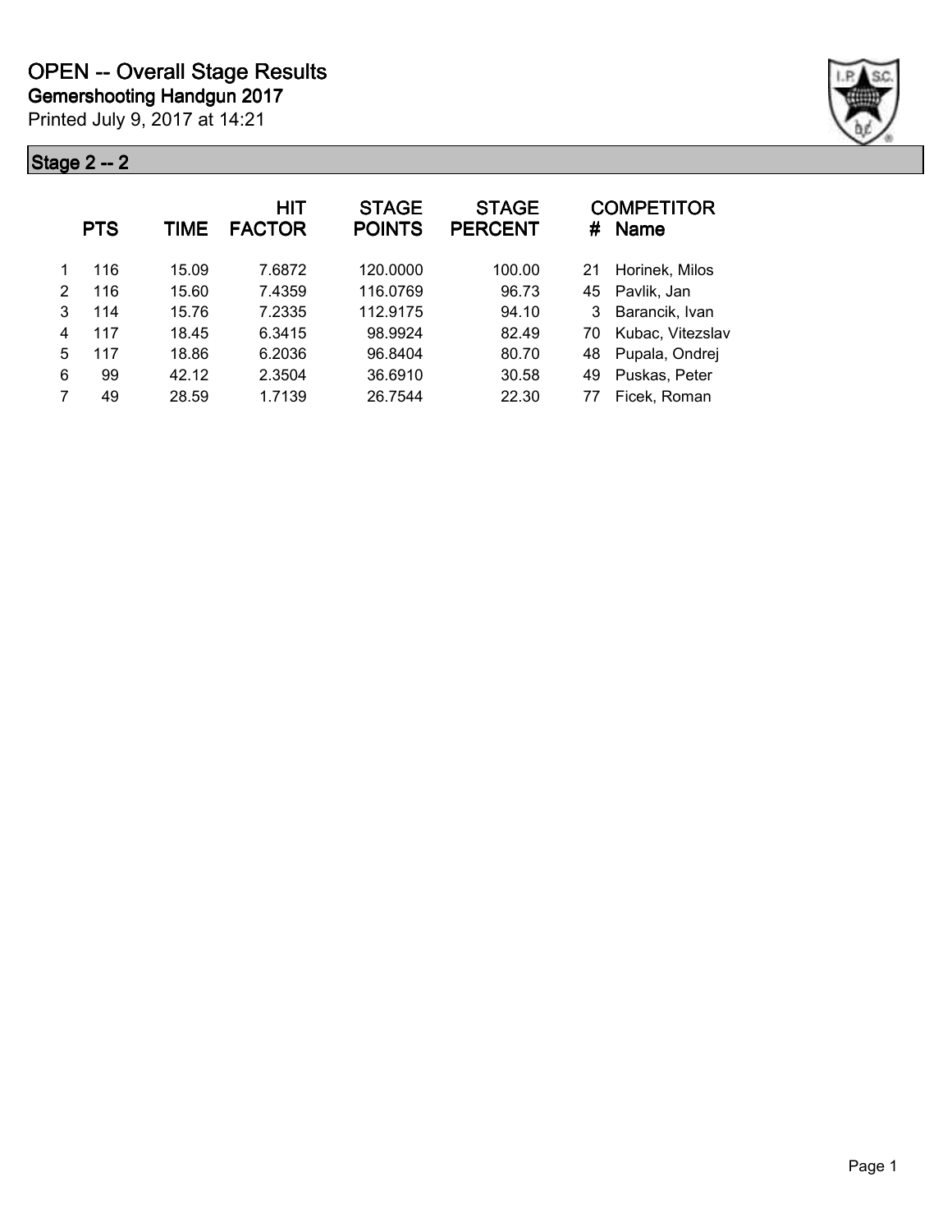# OPEN -- Overall Stage Results

## Gemershooting Handgun 2017

Printed July 9, 2017 at 14:21

### Stage 2 -- 2

| | PTS | TIME | HIT FACTOR | STAGE POINTS | STAGE PERCENT | # | COMPETITOR Name |
|---|---|---|---|---|---|---|---|
| 1 | 116 | 15.09 | 7.6872 | 120.0000 | 100.00 | 21 | Horinek, Milos |
| 2 | 116 | 15.60 | 7.4359 | 116.0769 | 96.73 | 45 | Pavlik, Jan |
| 3 | 114 | 15.76 | 7.2335 | 112.9175 | 94.10 | 3 | Barancik, Ivan |
| 4 | 117 | 18.45 | 6.3415 | 98.9924 | 82.49 | 70 | Kubac, Vitezslav |
| 5 | 117 | 18.86 | 6.2036 | 96.8404 | 80.70 | 48 | Pupala, Ondrej |
| 6 | 99 | 42.12 | 2.3504 | 36.6910 | 30.58 | 49 | Puskas, Peter |
| 7 | 49 | 28.59 | 1.7139 | 26.7544 | 22.30 | 77 | Ficek, Roman |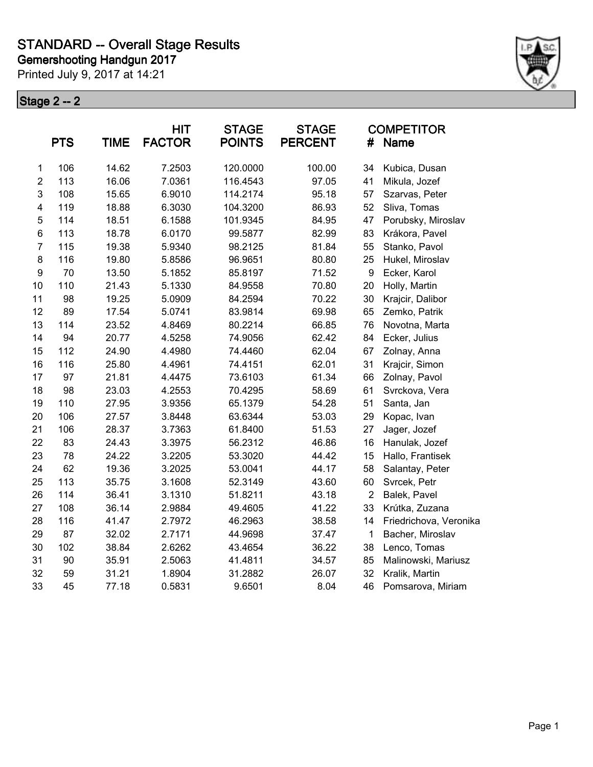# STANDARD -- Overall Stage Results

**Gemershooting Handgun 2017**

Printed July 9, 2017 at 14:21

## Stage 2 -- 2

| | PTS | TIME | HIT FACTOR | STAGE POINTS | STAGE PERCENT | COMPETITOR # | Name |
|---|---|---|---|---|---|---|---|
| 1 | 106 | 14.62 | 7.2503 | 120.0000 | 100.00 | 34 | Kubica, Dusan |
| 2 | 113 | 16.06 | 7.0361 | 116.4543 | 97.05 | 41 | Mikula, Jozef |
| 3 | 108 | 15.65 | 6.9010 | 114.2174 | 95.18 | 57 | Szarvas, Peter |
| 4 | 119 | 18.88 | 6.3030 | 104.3200 | 86.93 | 52 | Sliva, Tomas |
| 5 | 114 | 18.51 | 6.1588 | 101.9345 | 84.95 | 47 | Porubsky, Miroslav |
| 6 | 113 | 18.78 | 6.0170 | 99.5877 | 82.99 | 83 | Krákora, Pavel |
| 7 | 115 | 19.38 | 5.9340 | 98.2125 | 81.84 | 55 | Stanko, Pavol |
| 8 | 116 | 19.80 | 5.8586 | 96.9651 | 80.80 | 25 | Hukel, Miroslav |
| 9 | 70 | 13.50 | 5.1852 | 85.8197 | 71.52 | 9 | Ecker, Karol |
| 10 | 110 | 21.43 | 5.1330 | 84.9558 | 70.80 | 20 | Holly, Martin |
| 11 | 98 | 19.25 | 5.0909 | 84.2594 | 70.22 | 30 | Krajcir, Dalibor |
| 12 | 89 | 17.54 | 5.0741 | 83.9814 | 69.98 | 65 | Zemko, Patrik |
| 13 | 114 | 23.52 | 4.8469 | 80.2214 | 66.85 | 76 | Novotna, Marta |
| 14 | 94 | 20.77 | 4.5258 | 74.9056 | 62.42 | 84 | Ecker, Julius |
| 15 | 112 | 24.90 | 4.4980 | 74.4460 | 62.04 | 67 | Zolnay, Anna |
| 16 | 116 | 25.80 | 4.4961 | 74.4151 | 62.01 | 31 | Krajcir, Simon |
| 17 | 97 | 21.81 | 4.4475 | 73.6103 | 61.34 | 66 | Zolnay, Pavol |
| 18 | 98 | 23.03 | 4.2553 | 70.4295 | 58.69 | 61 | Svrckova, Vera |
| 19 | 110 | 27.95 | 3.9356 | 65.1379 | 54.28 | 51 | Santa, Jan |
| 20 | 106 | 27.57 | 3.8448 | 63.6344 | 53.03 | 29 | Kopac, Ivan |
| 21 | 106 | 28.37 | 3.7363 | 61.8400 | 51.53 | 27 | Jager, Jozef |
| 22 | 83 | 24.43 | 3.3975 | 56.2312 | 46.86 | 16 | Hanulak, Jozef |
| 23 | 78 | 24.22 | 3.2205 | 53.3020 | 44.42 | 15 | Hallo, Frantisek |
| 24 | 62 | 19.36 | 3.2025 | 53.0041 | 44.17 | 58 | Salantay, Peter |
| 25 | 113 | 35.75 | 3.1608 | 52.3149 | 43.60 | 60 | Svrcek, Petr |
| 26 | 114 | 36.41 | 3.1310 | 51.8211 | 43.18 | 2 | Balek, Pavel |
| 27 | 108 | 36.14 | 2.9884 | 49.4605 | 41.22 | 33 | Krútka, Zuzana |
| 28 | 116 | 41.47 | 2.7972 | 46.2963 | 38.58 | 14 | Friedrichova, Veronika |
| 29 | 87 | 32.02 | 2.7171 | 44.9698 | 37.47 | 1 | Bacher, Miroslav |
| 30 | 102 | 38.84 | 2.6262 | 43.4654 | 36.22 | 38 | Lenco, Tomas |
| 31 | 90 | 35.91 | 2.5063 | 41.4811 | 34.57 | 85 | Malinowski, Mariusz |
| 32 | 59 | 31.21 | 1.8904 | 31.2882 | 26.07 | 32 | Kralik, Martin |
| 33 | 45 | 77.18 | 0.5831 | 9.6501 | 8.04 | 46 | Pomsarova, Miriam |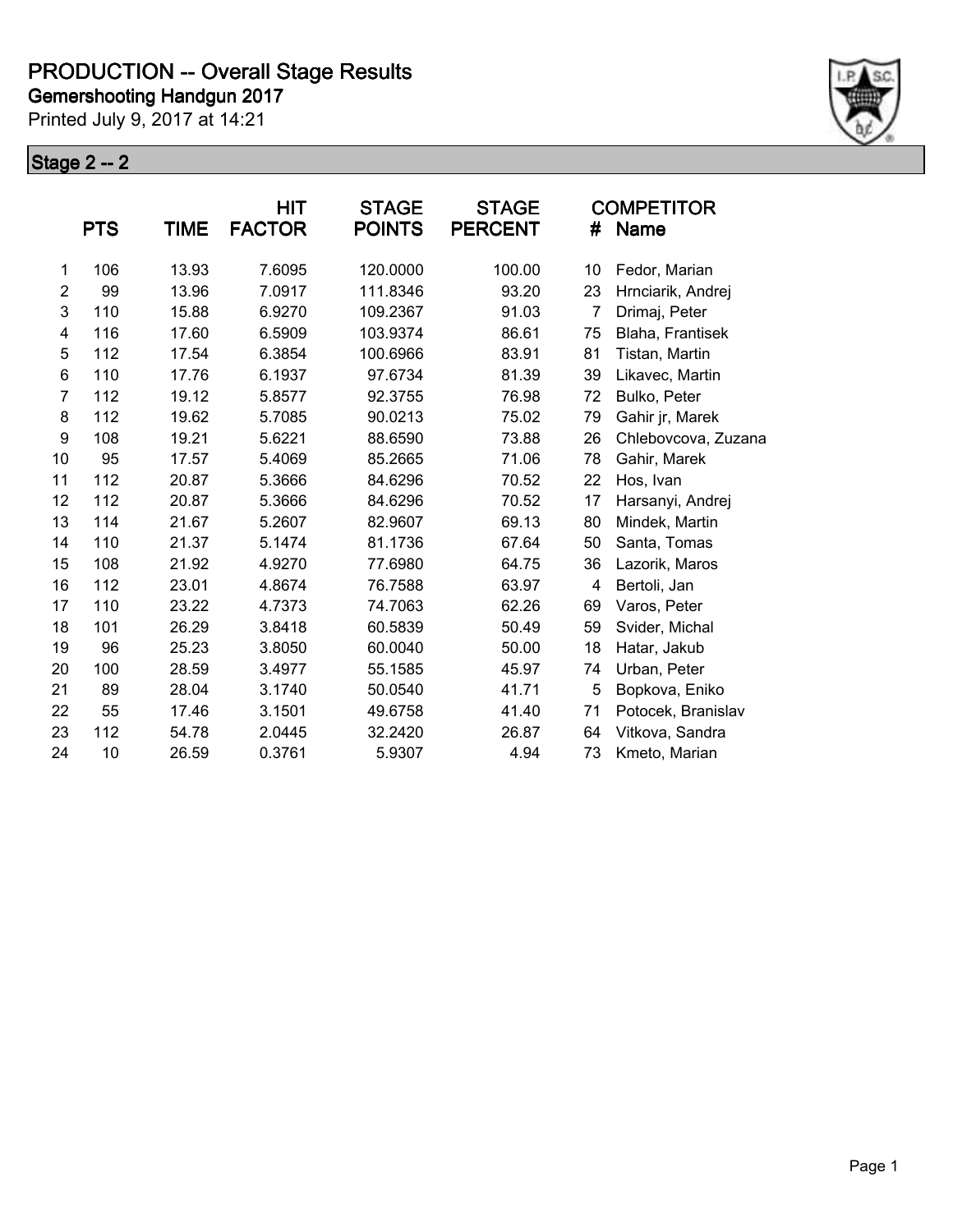# PRODUCTION -- Overall Stage Results

**Gemershooting Handgun 2017**

Printed July 9, 2017 at 14:21

## Stage 2 -- 2

| | PTS | TIME | HIT FACTOR | STAGE POINTS | STAGE PERCENT | # | COMPETITOR Name |
|---|---|---|---|---|---|---|---|
| 1 | 106 | 13.93 | 7.6095 | 120.0000 | 100.00 | 10 | Fedor, Marian |
| 2 | 99 | 13.96 | 7.0917 | 111.8346 | 93.20 | 23 | Hrnciarik, Andrej |
| 3 | 110 | 15.88 | 6.9270 | 109.2367 | 91.03 | 7 | Drimaj, Peter |
| 4 | 116 | 17.60 | 6.5909 | 103.9374 | 86.61 | 75 | Blaha, Frantisek |
| 5 | 112 | 17.54 | 6.3854 | 100.6966 | 83.91 | 81 | Tistan, Martin |
| 6 | 110 | 17.76 | 6.1937 | 97.6734 | 81.39 | 39 | Likavec, Martin |
| 7 | 112 | 19.12 | 5.8577 | 92.3755 | 76.98 | 72 | Bulko, Peter |
| 8 | 112 | 19.62 | 5.7085 | 90.0213 | 75.02 | 79 | Gahir jr, Marek |
| 9 | 108 | 19.21 | 5.6221 | 88.6590 | 73.88 | 26 | Chlebovcova, Zuzana |
| 10 | 95 | 17.57 | 5.4069 | 85.2665 | 71.06 | 78 | Gahir, Marek |
| 11 | 112 | 20.87 | 5.3666 | 84.6296 | 70.52 | 22 | Hos, Ivan |
| 12 | 112 | 20.87 | 5.3666 | 84.6296 | 70.52 | 17 | Harsanyi, Andrej |
| 13 | 114 | 21.67 | 5.2607 | 82.9607 | 69.13 | 80 | Mindek, Martin |
| 14 | 110 | 21.37 | 5.1474 | 81.1736 | 67.64 | 50 | Santa, Tomas |
| 15 | 108 | 21.92 | 4.9270 | 77.6980 | 64.75 | 36 | Lazorik, Maros |
| 16 | 112 | 23.01 | 4.8674 | 76.7588 | 63.97 | 4 | Bertoli, Jan |
| 17 | 110 | 23.22 | 4.7373 | 74.7063 | 62.26 | 69 | Varos, Peter |
| 18 | 101 | 26.29 | 3.8418 | 60.5839 | 50.49 | 59 | Svider, Michal |
| 19 | 96 | 25.23 | 3.8050 | 60.0040 | 50.00 | 18 | Hatar, Jakub |
| 20 | 100 | 28.59 | 3.4977 | 55.1585 | 45.97 | 74 | Urban, Peter |
| 21 | 89 | 28.04 | 3.1740 | 50.0540 | 41.71 | 5 | Bopkova, Eniko |
| 22 | 55 | 17.46 | 3.1501 | 49.6758 | 41.40 | 71 | Potocek, Branislav |
| 23 | 112 | 54.78 | 2.0445 | 32.2420 | 26.87 | 64 | Vitkova, Sandra |
| 24 | 10 | 26.59 | 0.3761 | 5.9307 | 4.94 | 73 | Kmeto, Marian |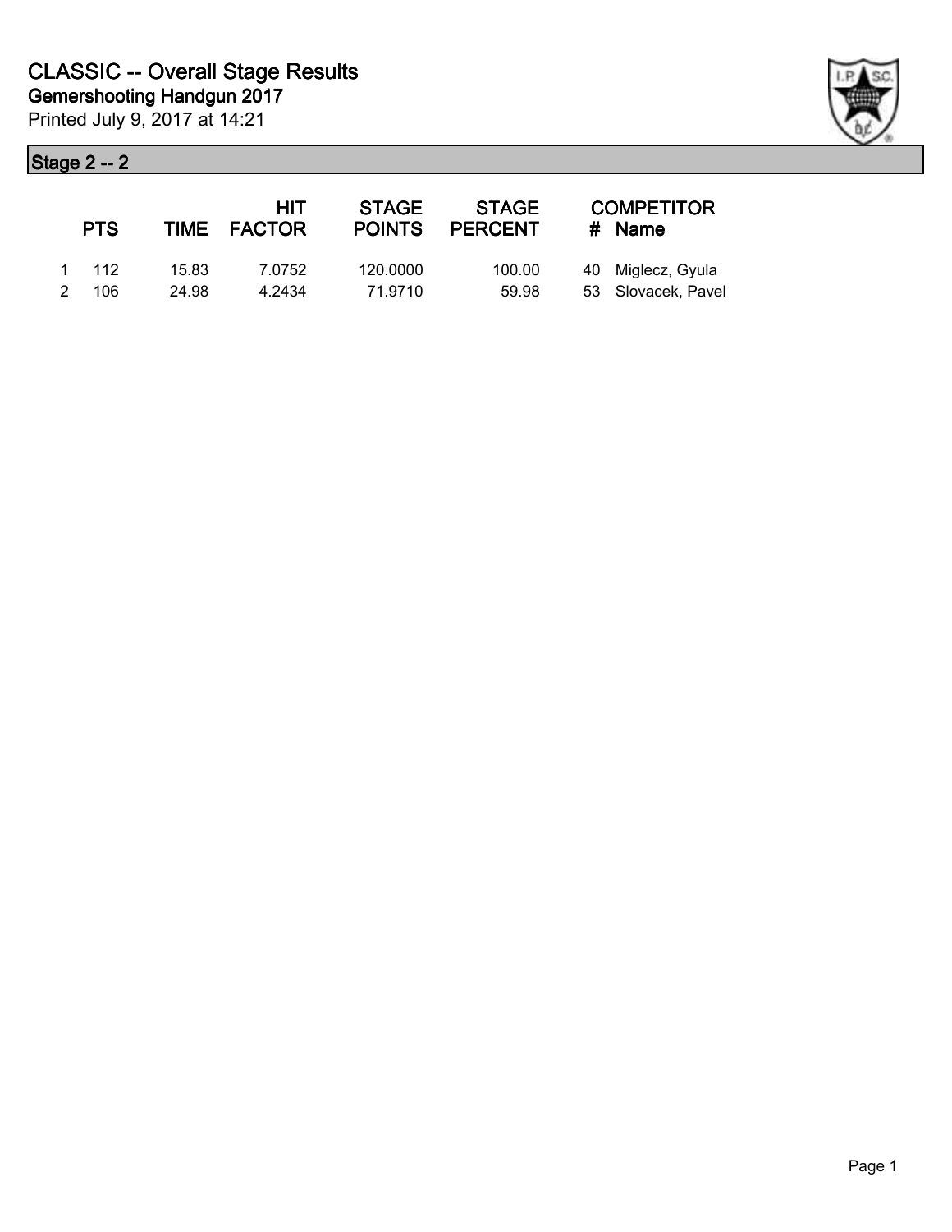# CLASSIC -- Overall Stage Results

## Gemershooting Handgun 2017

Printed July 9, 2017 at 14:21

### Stage 2 -- 2

| | PTS | TIME | HIT FACTOR | STAGE POINTS | STAGE PERCENT | # | COMPETITOR Name |
|---|---|---|---|---|---|---|---|
| 1 | 112 | 15.83 | 7.0752 | 120.0000 | 100.00 | 40 | Miglecz, Gyula |
| 2 | 106 | 24.98 | 4.2434 | 71.9710 | 59.98 | 53 | Slovacek, Pavel |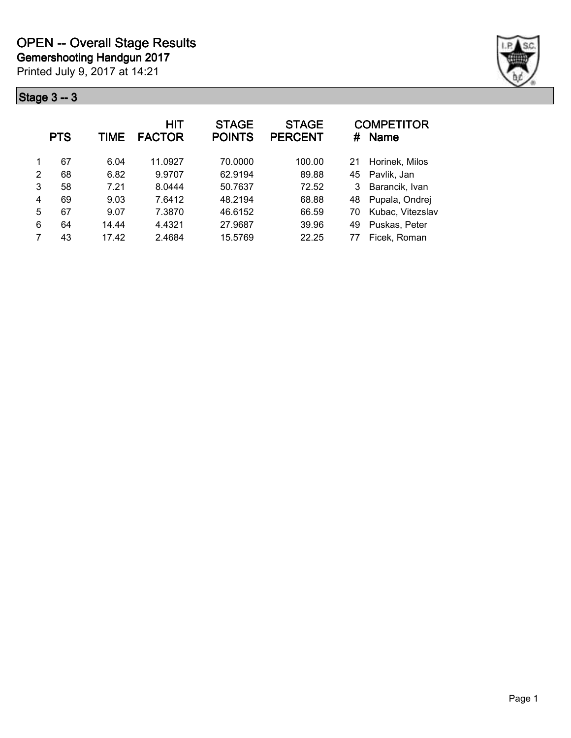# OPEN -- Overall Stage Results

## Gemershooting Handgun 2017

Printed July 9, 2017 at 14:21

### Stage 3 -- 3

| | PTS | TIME | HIT FACTOR | STAGE POINTS | STAGE PERCENT | # | COMPETITOR Name |
|---|---|---|---|---|---|---|---|
| 1 | 67 | 6.04 | 11.0927 | 70.0000 | 100.00 | 21 | Horinek, Milos |
| 2 | 68 | 6.82 | 9.9707 | 62.9194 | 89.88 | 45 | Pavlik, Jan |
| 3 | 58 | 7.21 | 8.0444 | 50.7637 | 72.52 | 3 | Barancik, Ivan |
| 4 | 69 | 9.03 | 7.6412 | 48.2194 | 68.88 | 48 | Pupala, Ondrej |
| 5 | 67 | 9.07 | 7.3870 | 46.6152 | 66.59 | 70 | Kubac, Vitezslav |
| 6 | 64 | 14.44 | 4.4321 | 27.9687 | 39.96 | 49 | Puskas, Peter |
| 7 | 43 | 17.42 | 2.4684 | 15.5769 | 22.25 | 77 | Ficek, Roman |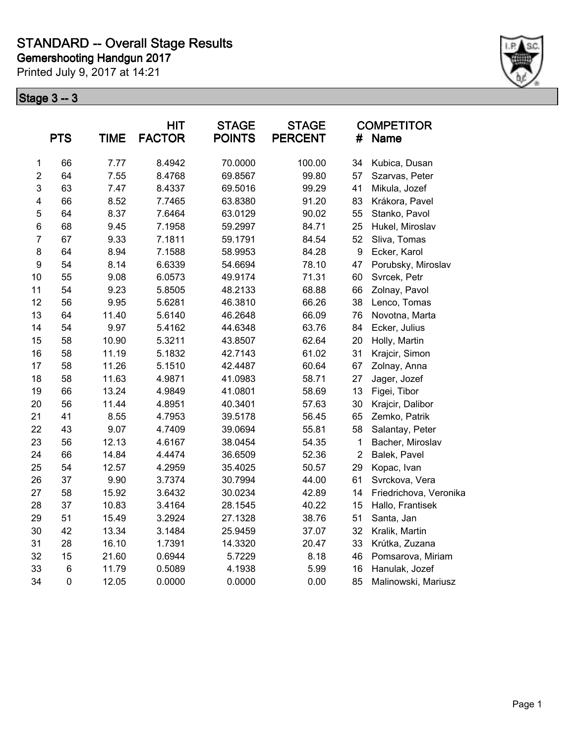# STANDARD -- Overall Stage Results

## Gemershooting Handgun 2017

Printed July 9, 2017 at 14:21

### Stage 3 -- 3

| | PTS | TIME | HIT FACTOR | STAGE POINTS | STAGE PERCENT | # | COMPETITOR Name |
|---|---|---|---|---|---|---|---|
| 1 | 66 | 7.77 | 8.4942 | 70.0000 | 100.00 | 34 | Kubica, Dusan |
| 2 | 64 | 7.55 | 8.4768 | 69.8567 | 99.80 | 57 | Szarvas, Peter |
| 3 | 63 | 7.47 | 8.4337 | 69.5016 | 99.29 | 41 | Mikula, Jozef |
| 4 | 66 | 8.52 | 7.7465 | 63.8380 | 91.20 | 83 | Krákora, Pavel |
| 5 | 64 | 8.37 | 7.6464 | 63.0129 | 90.02 | 55 | Stanko, Pavol |
| 6 | 68 | 9.45 | 7.1958 | 59.2997 | 84.71 | 25 | Hukel, Miroslav |
| 7 | 67 | 9.33 | 7.1811 | 59.1791 | 84.54 | 52 | Sliva, Tomas |
| 8 | 64 | 8.94 | 7.1588 | 58.9953 | 84.28 | 9 | Ecker, Karol |
| 9 | 54 | 8.14 | 6.6339 | 54.6694 | 78.10 | 47 | Porubsky, Miroslav |
| 10 | 55 | 9.08 | 6.0573 | 49.9174 | 71.31 | 60 | Svrcek, Petr |
| 11 | 54 | 9.23 | 5.8505 | 48.2133 | 68.88 | 66 | Zolnay, Pavol |
| 12 | 56 | 9.95 | 5.6281 | 46.3810 | 66.26 | 38 | Lenco, Tomas |
| 13 | 64 | 11.40 | 5.6140 | 46.2648 | 66.09 | 76 | Novotna, Marta |
| 14 | 54 | 9.97 | 5.4162 | 44.6348 | 63.76 | 84 | Ecker, Julius |
| 15 | 58 | 10.90 | 5.3211 | 43.8507 | 62.64 | 20 | Holly, Martin |
| 16 | 58 | 11.19 | 5.1832 | 42.7143 | 61.02 | 31 | Krajcir, Simon |
| 17 | 58 | 11.26 | 5.1510 | 42.4487 | 60.64 | 67 | Zolnay, Anna |
| 18 | 58 | 11.63 | 4.9871 | 41.0983 | 58.71 | 27 | Jager, Jozef |
| 19 | 66 | 13.24 | 4.9849 | 41.0801 | 58.69 | 13 | Figei, Tibor |
| 20 | 56 | 11.44 | 4.8951 | 40.3401 | 57.63 | 30 | Krajcir, Dalibor |
| 21 | 41 | 8.55 | 4.7953 | 39.5178 | 56.45 | 65 | Zemko, Patrik |
| 22 | 43 | 9.07 | 4.7409 | 39.0694 | 55.81 | 58 | Salantay, Peter |
| 23 | 56 | 12.13 | 4.6167 | 38.0454 | 54.35 | 1 | Bacher, Miroslav |
| 24 | 66 | 14.84 | 4.4474 | 36.6509 | 52.36 | 2 | Balek, Pavel |
| 25 | 54 | 12.57 | 4.2959 | 35.4025 | 50.57 | 29 | Kopac, Ivan |
| 26 | 37 | 9.90 | 3.7374 | 30.7994 | 44.00 | 61 | Svrckova, Vera |
| 27 | 58 | 15.92 | 3.6432 | 30.0234 | 42.89 | 14 | Friedrichova, Veronika |
| 28 | 37 | 10.83 | 3.4164 | 28.1545 | 40.22 | 15 | Hallo, Frantisek |
| 29 | 51 | 15.49 | 3.2924 | 27.1328 | 38.76 | 51 | Santa, Jan |
| 30 | 42 | 13.34 | 3.1484 | 25.9459 | 37.07 | 32 | Kralik, Martin |
| 31 | 28 | 16.10 | 1.7391 | 14.3320 | 20.47 | 33 | Krútka, Zuzana |
| 32 | 15 | 21.60 | 0.6944 | 5.7229 | 8.18 | 46 | Pomsarova, Miriam |
| 33 | 6 | 11.79 | 0.5089 | 4.1938 | 5.99 | 16 | Hanulak, Jozef |
| 34 | 0 | 12.05 | 0.0000 | 0.0000 | 0.00 | 85 | Malinowski, Mariusz |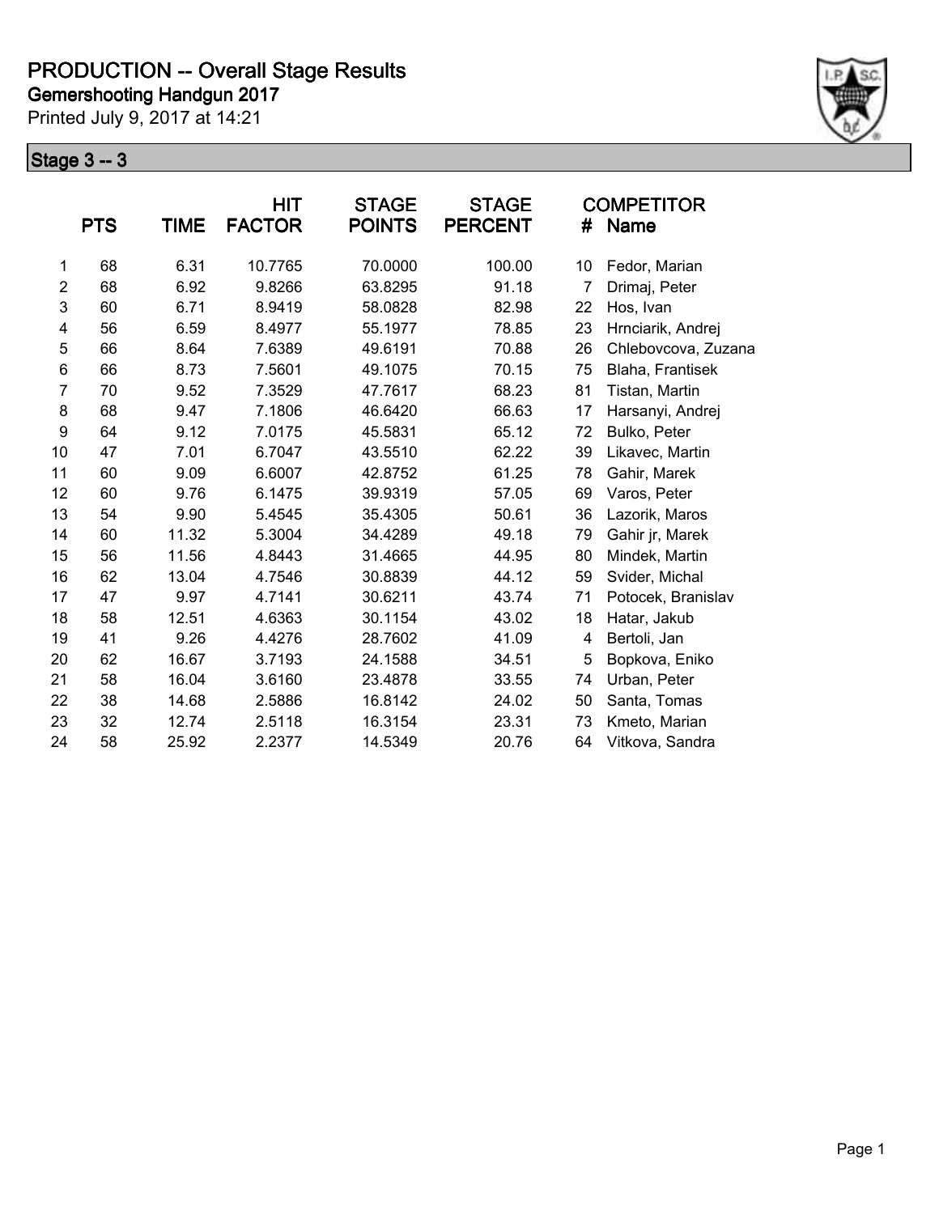# PRODUCTION -- Overall Stage Results

## Gemershooting Handgun 2017

Printed July 9, 2017 at 14:21

### Stage 3 -- 3

| | PTS | TIME | HIT FACTOR | STAGE POINTS | STAGE PERCENT | COMPETITOR # | Name |
|---|---|---|---|---|---|---|---|
| 1 | 68 | 6.31 | 10.7765 | 70.0000 | 100.00 | 10 | Fedor, Marian |
| 2 | 68 | 6.92 | 9.8266 | 63.8295 | 91.18 | 7 | Drimaj, Peter |
| 3 | 60 | 6.71 | 8.9419 | 58.0828 | 82.98 | 22 | Hos, Ivan |
| 4 | 56 | 6.59 | 8.4977 | 55.1977 | 78.85 | 23 | Hrnciarik, Andrej |
| 5 | 66 | 8.64 | 7.6389 | 49.6191 | 70.88 | 26 | Chlebovcova, Zuzana |
| 6 | 66 | 8.73 | 7.5601 | 49.1075 | 70.15 | 75 | Blaha, Frantisek |
| 7 | 70 | 9.52 | 7.3529 | 47.7617 | 68.23 | 81 | Tistan, Martin |
| 8 | 68 | 9.47 | 7.1806 | 46.6420 | 66.63 | 17 | Harsanyi, Andrej |
| 9 | 64 | 9.12 | 7.0175 | 45.5831 | 65.12 | 72 | Bulko, Peter |
| 10 | 47 | 7.01 | 6.7047 | 43.5510 | 62.22 | 39 | Likavec, Martin |
| 11 | 60 | 9.09 | 6.6007 | 42.8752 | 61.25 | 78 | Gahir, Marek |
| 12 | 60 | 9.76 | 6.1475 | 39.9319 | 57.05 | 69 | Varos, Peter |
| 13 | 54 | 9.90 | 5.4545 | 35.4305 | 50.61 | 36 | Lazorik, Maros |
| 14 | 60 | 11.32 | 5.3004 | 34.4289 | 49.18 | 79 | Gahir jr, Marek |
| 15 | 56 | 11.56 | 4.8443 | 31.4665 | 44.95 | 80 | Mindek, Martin |
| 16 | 62 | 13.04 | 4.7546 | 30.8839 | 44.12 | 59 | Svider, Michal |
| 17 | 47 | 9.97 | 4.7141 | 30.6211 | 43.74 | 71 | Potocek, Branislav |
| 18 | 58 | 12.51 | 4.6363 | 30.1154 | 43.02 | 18 | Hatar, Jakub |
| 19 | 41 | 9.26 | 4.4276 | 28.7602 | 41.09 | 4 | Bertoli, Jan |
| 20 | 62 | 16.67 | 3.7193 | 24.1588 | 34.51 | 5 | Bopkova, Eniko |
| 21 | 58 | 16.04 | 3.6160 | 23.4878 | 33.55 | 74 | Urban, Peter |
| 22 | 38 | 14.68 | 2.5886 | 16.8142 | 24.02 | 50 | Santa, Tomas |
| 23 | 32 | 12.74 | 2.5118 | 16.3154 | 23.31 | 73 | Kmeto, Marian |
| 24 | 58 | 25.92 | 2.2377 | 14.5349 | 20.76 | 64 | Vitkova, Sandra |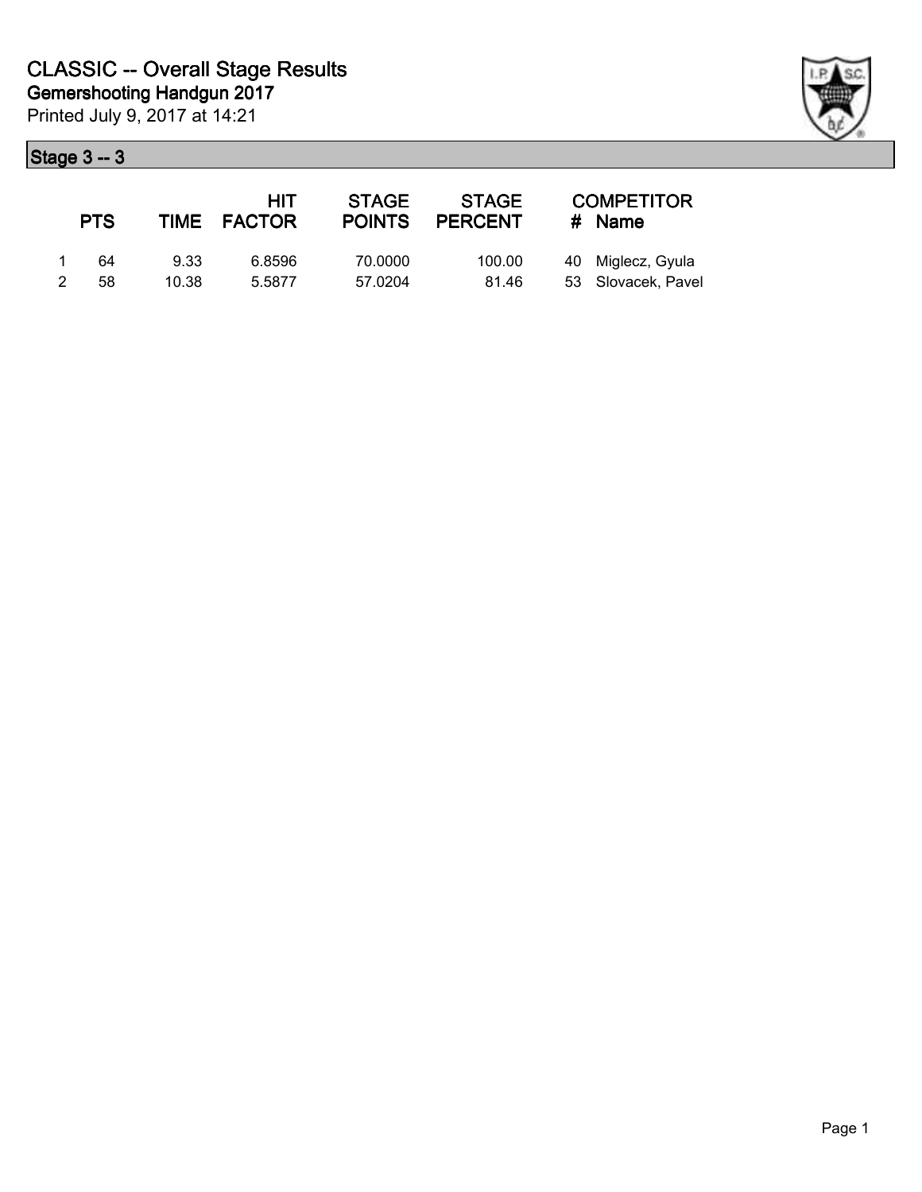# CLASSIC -- Overall Stage Results

## Gemershooting Handgun 2017

Printed July 9, 2017 at 14:21

### Stage 3 -- 3

|   | PTS | TIME | HIT FACTOR | STAGE POINTS | STAGE PERCENT | # | COMPETITOR Name |
|---|---|---|---|---|---|---|---|
| 1 | 64 | 9.33 | 6.8596 | 70.0000 | 100.00 | 40 | Miglecz, Gyula |
| 2 | 58 | 10.38 | 5.5877 | 57.0204 | 81.46 | 53 | Slovacek, Pavel |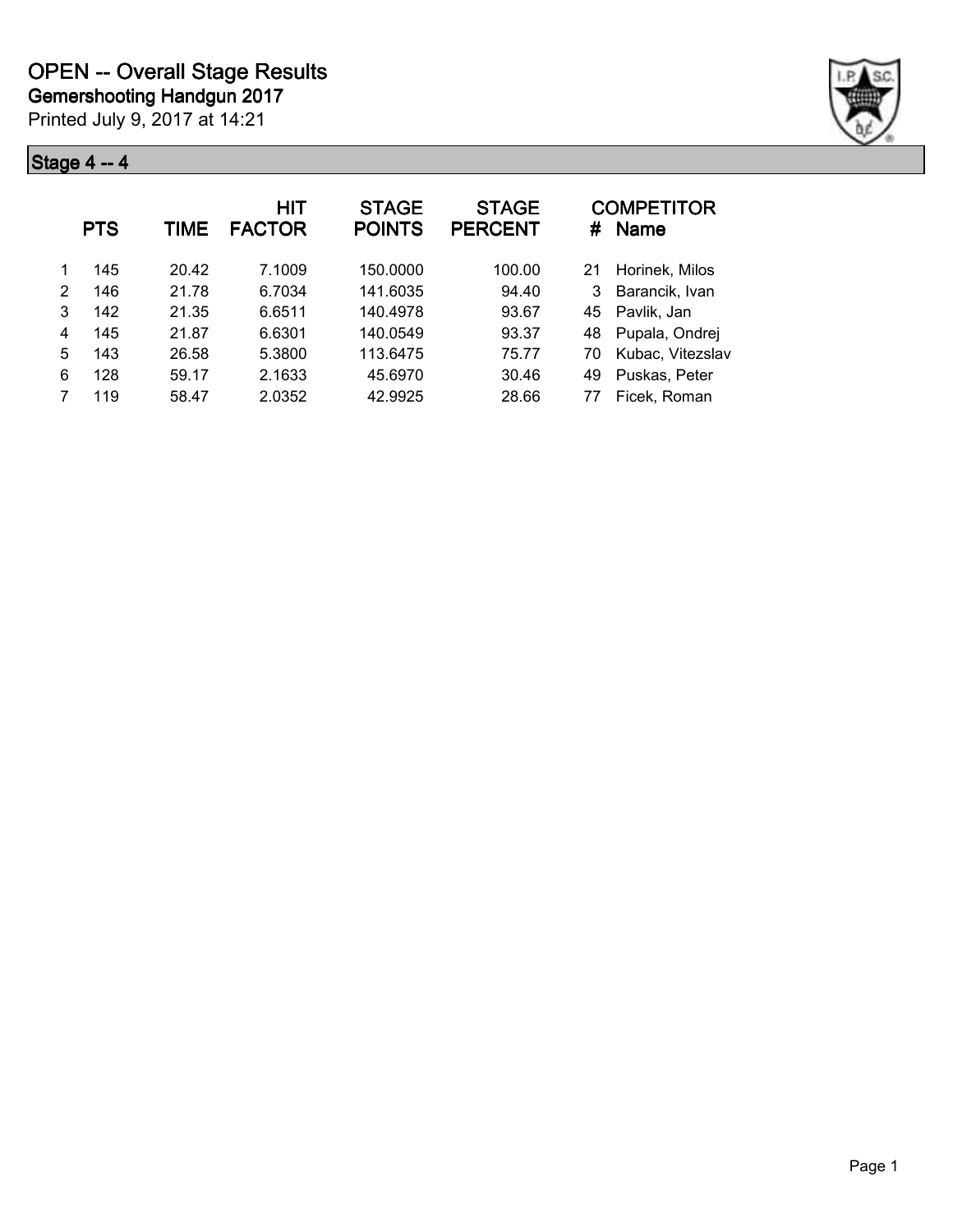# OPEN -- Overall Stage Results

## Gemershooting Handgun 2017

Printed July 9, 2017 at 14:21

### Stage 4 -- 4

| | PTS | TIME | HIT FACTOR | STAGE POINTS | STAGE PERCENT | # | COMPETITOR Name |
|---|---|---|---|---|---|---|---|
| 1 | 145 | 20.42 | 7.1009 | 150.0000 | 100.00 | 21 | Horinek, Milos |
| 2 | 146 | 21.78 | 6.7034 | 141.6035 | 94.40 | 3 | Barancik, Ivan |
| 3 | 142 | 21.35 | 6.6511 | 140.4978 | 93.67 | 45 | Pavlik, Jan |
| 4 | 145 | 21.87 | 6.6301 | 140.0549 | 93.37 | 48 | Pupala, Ondrej |
| 5 | 143 | 26.58 | 5.3800 | 113.6475 | 75.77 | 70 | Kubac, Vitezslav |
| 6 | 128 | 59.17 | 2.1633 | 45.6970 | 30.46 | 49 | Puskas, Peter |
| 7 | 119 | 58.47 | 2.0352 | 42.9925 | 28.66 | 77 | Ficek, Roman |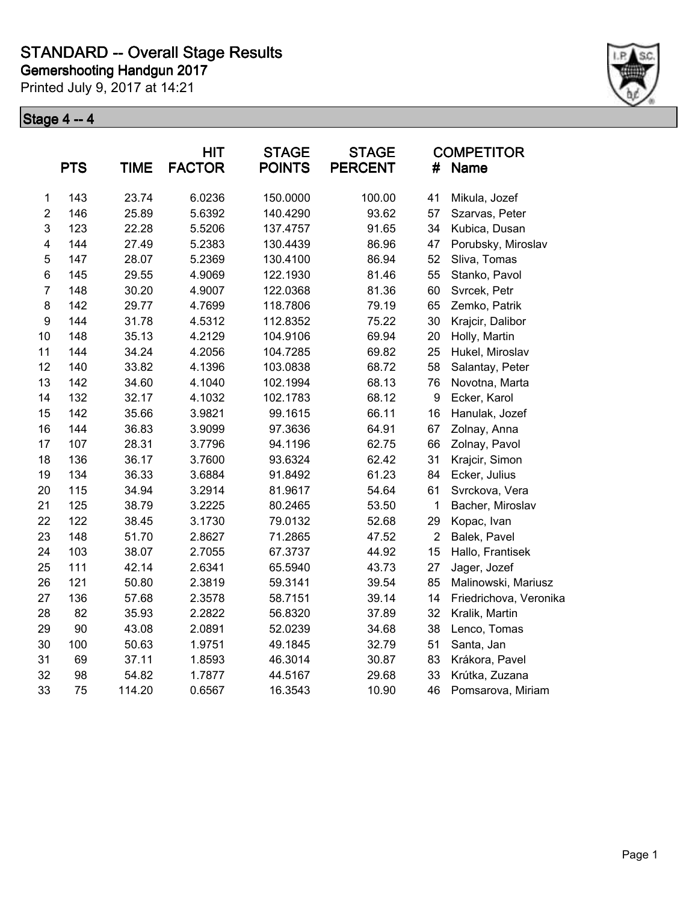# STANDARD -- Overall Stage Results

**Gemershooting Handgun 2017**

Printed July 9, 2017 at 14:21

**Stage 4 -- 4**

| | PTS | TIME | HIT FACTOR | STAGE POINTS | STAGE PERCENT | # | COMPETITOR Name |
|---|---|---|---|---|---|---|---|
| 1 | 143 | 23.74 | 6.0236 | 150.0000 | 100.00 | 41 | Mikula, Jozef |
| 2 | 146 | 25.89 | 5.6392 | 140.4290 | 93.62 | 57 | Szarvas, Peter |
| 3 | 123 | 22.28 | 5.5206 | 137.4757 | 91.65 | 34 | Kubica, Dusan |
| 4 | 144 | 27.49 | 5.2383 | 130.4439 | 86.96 | 47 | Porubsky, Miroslav |
| 5 | 147 | 28.07 | 5.2369 | 130.4100 | 86.94 | 52 | Sliva, Tomas |
| 6 | 145 | 29.55 | 4.9069 | 122.1930 | 81.46 | 55 | Stanko, Pavol |
| 7 | 148 | 30.20 | 4.9007 | 122.0368 | 81.36 | 60 | Svrcek, Petr |
| 8 | 142 | 29.77 | 4.7699 | 118.7806 | 79.19 | 65 | Zemko, Patrik |
| 9 | 144 | 31.78 | 4.5312 | 112.8352 | 75.22 | 30 | Krajcir, Dalibor |
| 10 | 148 | 35.13 | 4.2129 | 104.9106 | 69.94 | 20 | Holly, Martin |
| 11 | 144 | 34.24 | 4.2056 | 104.7285 | 69.82 | 25 | Hukel, Miroslav |
| 12 | 140 | 33.82 | 4.1396 | 103.0838 | 68.72 | 58 | Salantay, Peter |
| 13 | 142 | 34.60 | 4.1040 | 102.1994 | 68.13 | 76 | Novotna, Marta |
| 14 | 132 | 32.17 | 4.1032 | 102.1783 | 68.12 | 9 | Ecker, Karol |
| 15 | 142 | 35.66 | 3.9821 | 99.1615 | 66.11 | 16 | Hanulak, Jozef |
| 16 | 144 | 36.83 | 3.9099 | 97.3636 | 64.91 | 67 | Zolnay, Anna |
| 17 | 107 | 28.31 | 3.7796 | 94.1196 | 62.75 | 66 | Zolnay, Pavol |
| 18 | 136 | 36.17 | 3.7600 | 93.6324 | 62.42 | 31 | Krajcir, Simon |
| 19 | 134 | 36.33 | 3.6884 | 91.8492 | 61.23 | 84 | Ecker, Julius |
| 20 | 115 | 34.94 | 3.2914 | 81.9617 | 54.64 | 61 | Svrckova, Vera |
| 21 | 125 | 38.79 | 3.2225 | 80.2465 | 53.50 | 1 | Bacher, Miroslav |
| 22 | 122 | 38.45 | 3.1730 | 79.0132 | 52.68 | 29 | Kopac, Ivan |
| 23 | 148 | 51.70 | 2.8627 | 71.2865 | 47.52 | 2 | Balek, Pavel |
| 24 | 103 | 38.07 | 2.7055 | 67.3737 | 44.92 | 15 | Hallo, Frantisek |
| 25 | 111 | 42.14 | 2.6341 | 65.5940 | 43.73 | 27 | Jager, Jozef |
| 26 | 121 | 50.80 | 2.3819 | 59.3141 | 39.54 | 85 | Malinowski, Mariusz |
| 27 | 136 | 57.68 | 2.3578 | 58.7151 | 39.14 | 14 | Friedrichova, Veronika |
| 28 | 82 | 35.93 | 2.2822 | 56.8320 | 37.89 | 32 | Kralik, Martin |
| 29 | 90 | 43.08 | 2.0891 | 52.0239 | 34.68 | 38 | Lenco, Tomas |
| 30 | 100 | 50.63 | 1.9751 | 49.1845 | 32.79 | 51 | Santa, Jan |
| 31 | 69 | 37.11 | 1.8593 | 46.3014 | 30.87 | 83 | Krákora, Pavel |
| 32 | 98 | 54.82 | 1.7877 | 44.5167 | 29.68 | 33 | Krútka, Zuzana |
| 33 | 75 | 114.20 | 0.6567 | 16.3543 | 10.90 | 46 | Pomsarova, Miriam |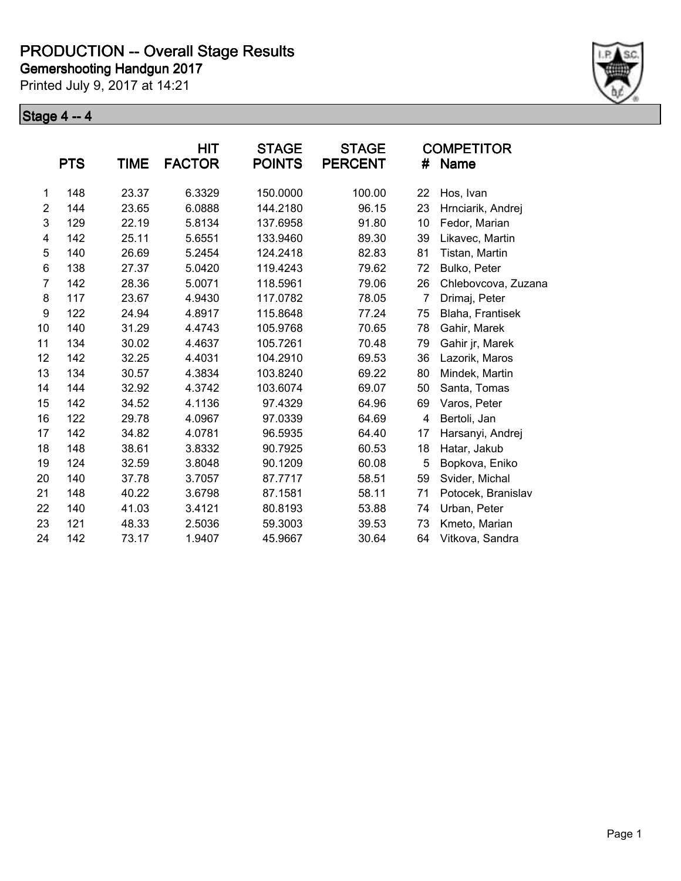# PRODUCTION -- Overall Stage Results

**Gemershooting Handgun 2017**

Printed July 9, 2017 at 14:21

## Stage 4 -- 4

| | PTS | TIME | HIT FACTOR | STAGE POINTS | STAGE PERCENT | # | COMPETITOR Name |
|---|---|---|---|---|---|---|---|
| 1 | 148 | 23.37 | 6.3329 | 150.0000 | 100.00 | 22 | Hos, Ivan |
| 2 | 144 | 23.65 | 6.0888 | 144.2180 | 96.15 | 23 | Hrnciarik, Andrej |
| 3 | 129 | 22.19 | 5.8134 | 137.6958 | 91.80 | 10 | Fedor, Marian |
| 4 | 142 | 25.11 | 5.6551 | 133.9460 | 89.30 | 39 | Likavec, Martin |
| 5 | 140 | 26.69 | 5.2454 | 124.2418 | 82.83 | 81 | Tistan, Martin |
| 6 | 138 | 27.37 | 5.0420 | 119.4243 | 79.62 | 72 | Bulko, Peter |
| 7 | 142 | 28.36 | 5.0071 | 118.5961 | 79.06 | 26 | Chlebovcova, Zuzana |
| 8 | 117 | 23.67 | 4.9430 | 117.0782 | 78.05 | 7 | Drimaj, Peter |
| 9 | 122 | 24.94 | 4.8917 | 115.8648 | 77.24 | 75 | Blaha, Frantisek |
| 10 | 140 | 31.29 | 4.4743 | 105.9768 | 70.65 | 78 | Gahir, Marek |
| 11 | 134 | 30.02 | 4.4637 | 105.7261 | 70.48 | 79 | Gahir jr, Marek |
| 12 | 142 | 32.25 | 4.4031 | 104.2910 | 69.53 | 36 | Lazorik, Maros |
| 13 | 134 | 30.57 | 4.3834 | 103.8240 | 69.22 | 80 | Mindek, Martin |
| 14 | 144 | 32.92 | 4.3742 | 103.6074 | 69.07 | 50 | Santa, Tomas |
| 15 | 142 | 34.52 | 4.1136 | 97.4329 | 64.96 | 69 | Varos, Peter |
| 16 | 122 | 29.78 | 4.0967 | 97.0339 | 64.69 | 4 | Bertoli, Jan |
| 17 | 142 | 34.82 | 4.0781 | 96.5935 | 64.40 | 17 | Harsanyi, Andrej |
| 18 | 148 | 38.61 | 3.8332 | 90.7925 | 60.53 | 18 | Hatar, Jakub |
| 19 | 124 | 32.59 | 3.8048 | 90.1209 | 60.08 | 5 | Bopkova, Eniko |
| 20 | 140 | 37.78 | 3.7057 | 87.7717 | 58.51 | 59 | Svider, Michal |
| 21 | 148 | 40.22 | 3.6798 | 87.1581 | 58.11 | 71 | Potocek, Branislav |
| 22 | 140 | 41.03 | 3.4121 | 80.8193 | 53.88 | 74 | Urban, Peter |
| 23 | 121 | 48.33 | 2.5036 | 59.3003 | 39.53 | 73 | Kmeto, Marian |
| 24 | 142 | 73.17 | 1.9407 | 45.9667 | 30.64 | 64 | Vitkova, Sandra |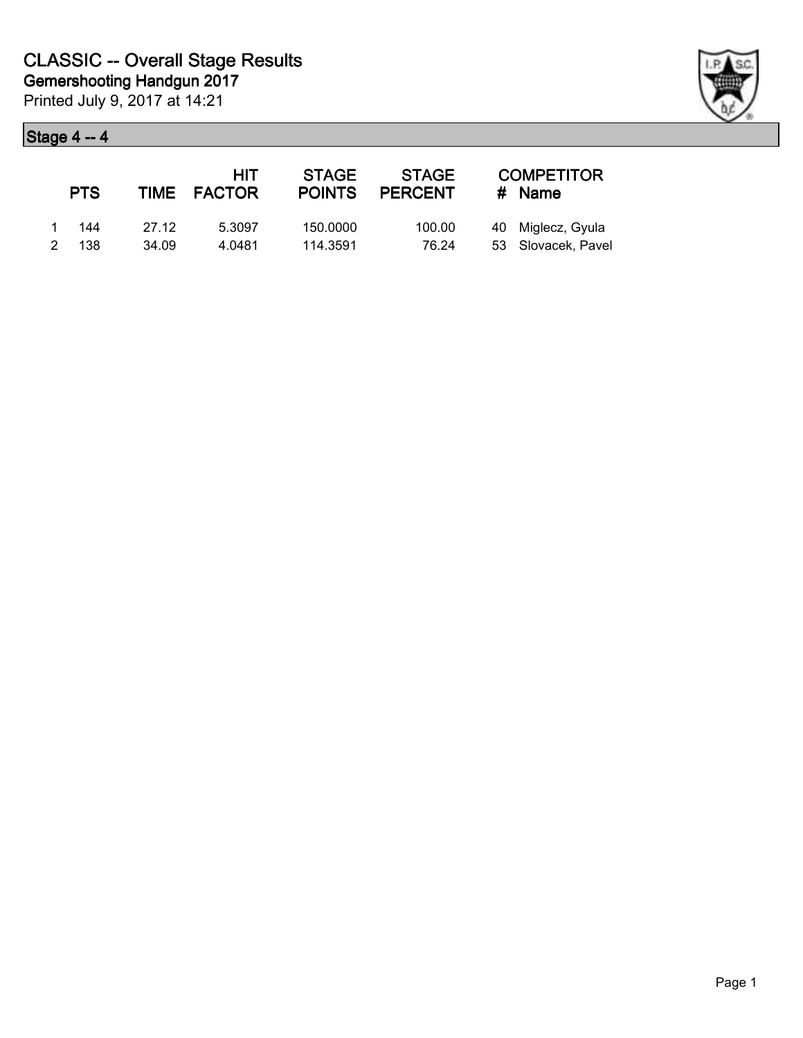# CLASSIC -- Overall Stage Results

**Gemershooting Handgun 2017**

Printed July 9, 2017 at 14:21

## Stage 4 -- 4

| | PTS | TIME | HIT FACTOR | STAGE POINTS | STAGE PERCENT | # | COMPETITOR Name |
|---|---|---|---|---|---|---|---|
| 1 | 144 | 27.12 | 5.3097 | 150.0000 | 100.00 | 40 | Miglecz, Gyula |
| 2 | 138 | 34.09 | 4.0481 | 114.3591 | 76.24 | 53 | Slovacek, Pavel |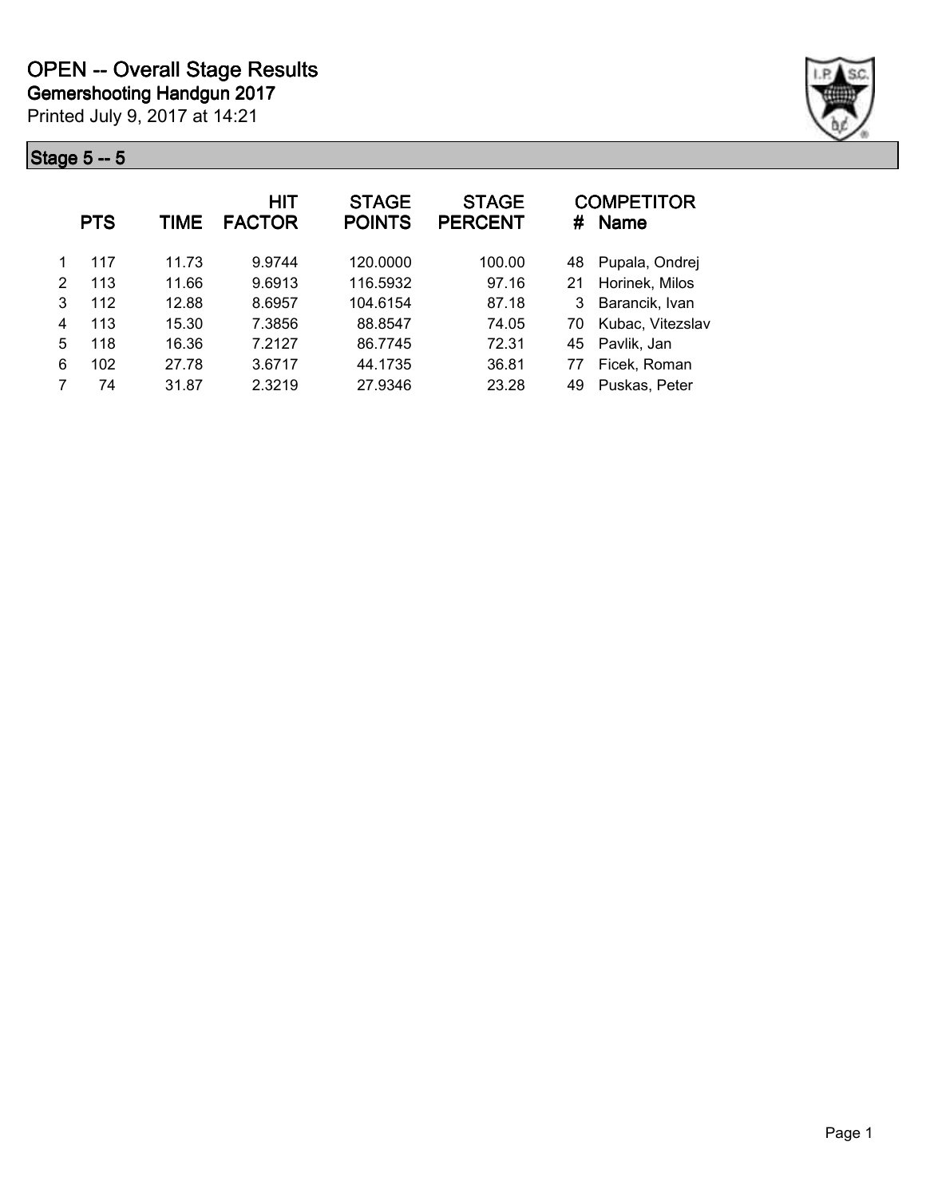# OPEN -- Overall Stage Results

## Gemershooting Handgun 2017

Printed July 9, 2017 at 14:21

### Stage 5 -- 5

| | PTS | TIME | HIT FACTOR | STAGE POINTS | STAGE PERCENT | # | COMPETITOR Name |
|---|---|---|---|---|---|---|---|
| 1 | 117 | 11.73 | 9.9744 | 120.0000 | 100.00 | 48 | Pupala, Ondrej |
| 2 | 113 | 11.66 | 9.6913 | 116.5932 | 97.16 | 21 | Horinek, Milos |
| 3 | 112 | 12.88 | 8.6957 | 104.6154 | 87.18 | 3 | Barancik, Ivan |
| 4 | 113 | 15.30 | 7.3856 | 88.8547 | 74.05 | 70 | Kubac, Vitezslav |
| 5 | 118 | 16.36 | 7.2127 | 86.7745 | 72.31 | 45 | Pavlik, Jan |
| 6 | 102 | 27.78 | 3.6717 | 44.1735 | 36.81 | 77 | Ficek, Roman |
| 7 | 74 | 31.87 | 2.3219 | 27.9346 | 23.28 | 49 | Puskas, Peter |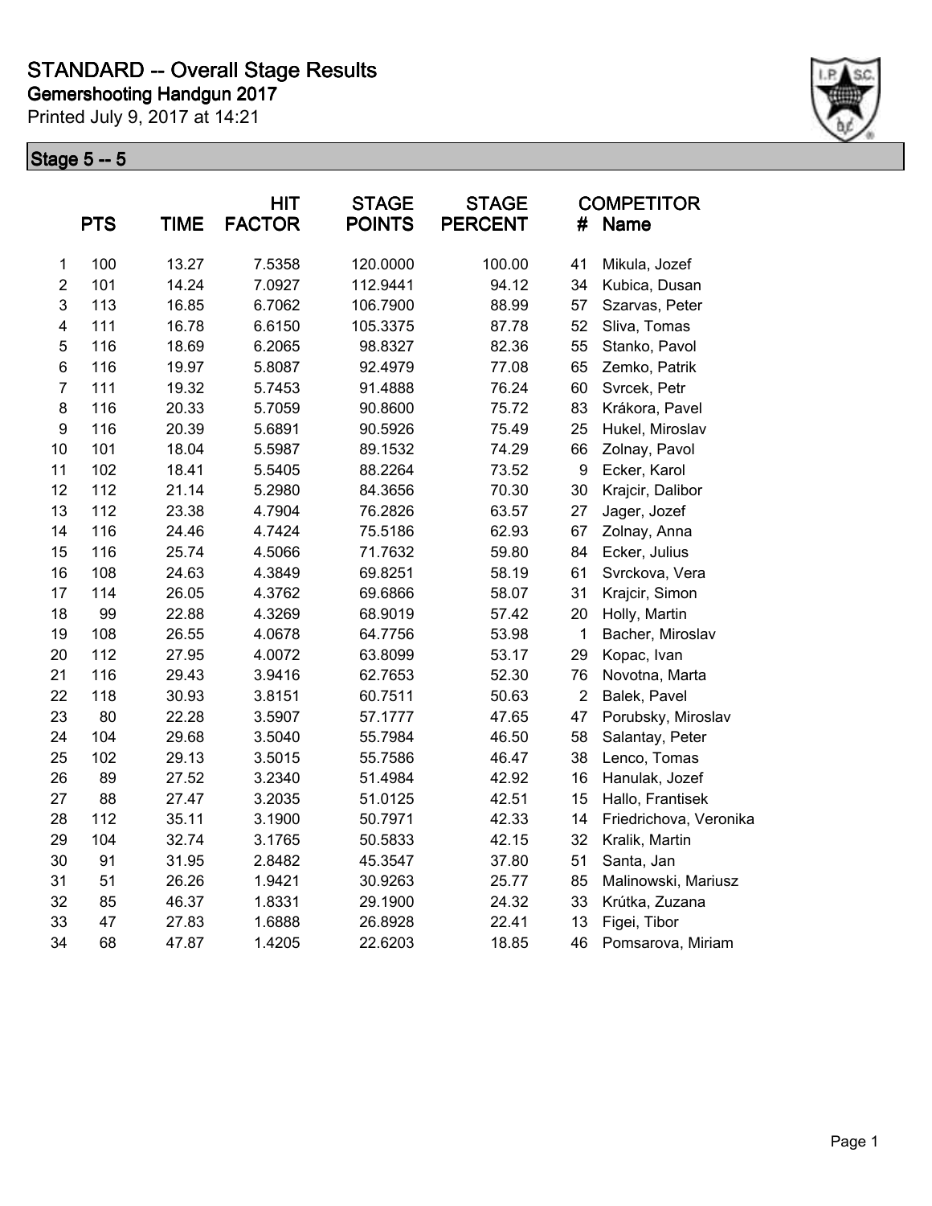# STANDARD -- Overall Stage Results

**Gemershooting Handgun 2017**

Printed July 9, 2017 at 14:21

## Stage 5 -- 5

| | PTS | TIME | HIT FACTOR | STAGE POINTS | STAGE PERCENT | # | COMPETITOR Name |
|---|---|---|---|---|---|---|---|
| 1 | 100 | 13.27 | 7.5358 | 120.0000 | 100.00 | 41 | Mikula, Jozef |
| 2 | 101 | 14.24 | 7.0927 | 112.9441 | 94.12 | 34 | Kubica, Dusan |
| 3 | 113 | 16.85 | 6.7062 | 106.7900 | 88.99 | 57 | Szarvas, Peter |
| 4 | 111 | 16.78 | 6.6150 | 105.3375 | 87.78 | 52 | Sliva, Tomas |
| 5 | 116 | 18.69 | 6.2065 | 98.8327 | 82.36 | 55 | Stanko, Pavol |
| 6 | 116 | 19.97 | 5.8087 | 92.4979 | 77.08 | 65 | Zemko, Patrik |
| 7 | 111 | 19.32 | 5.7453 | 91.4888 | 76.24 | 60 | Svrcek, Petr |
| 8 | 116 | 20.33 | 5.7059 | 90.8600 | 75.72 | 83 | Krákora, Pavel |
| 9 | 116 | 20.39 | 5.6891 | 90.5926 | 75.49 | 25 | Hukel, Miroslav |
| 10 | 101 | 18.04 | 5.5987 | 89.1532 | 74.29 | 66 | Zolnay, Pavol |
| 11 | 102 | 18.41 | 5.5405 | 88.2264 | 73.52 | 9 | Ecker, Karol |
| 12 | 112 | 21.14 | 5.2980 | 84.3656 | 70.30 | 30 | Krajcir, Dalibor |
| 13 | 112 | 23.38 | 4.7904 | 76.2826 | 63.57 | 27 | Jager, Jozef |
| 14 | 116 | 24.46 | 4.7424 | 75.5186 | 62.93 | 67 | Zolnay, Anna |
| 15 | 116 | 25.74 | 4.5066 | 71.7632 | 59.80 | 84 | Ecker, Julius |
| 16 | 108 | 24.63 | 4.3849 | 69.8251 | 58.19 | 61 | Svrckova, Vera |
| 17 | 114 | 26.05 | 4.3762 | 69.6866 | 58.07 | 31 | Krajcir, Simon |
| 18 | 99 | 22.88 | 4.3269 | 68.9019 | 57.42 | 20 | Holly, Martin |
| 19 | 108 | 26.55 | 4.0678 | 64.7756 | 53.98 | 1 | Bacher, Miroslav |
| 20 | 112 | 27.95 | 4.0072 | 63.8099 | 53.17 | 29 | Kopac, Ivan |
| 21 | 116 | 29.43 | 3.9416 | 62.7653 | 52.30 | 76 | Novotna, Marta |
| 22 | 118 | 30.93 | 3.8151 | 60.7511 | 50.63 | 2 | Balek, Pavel |
| 23 | 80 | 22.28 | 3.5907 | 57.1777 | 47.65 | 47 | Porubsky, Miroslav |
| 24 | 104 | 29.68 | 3.5040 | 55.7984 | 46.50 | 58 | Salantay, Peter |
| 25 | 102 | 29.13 | 3.5015 | 55.7586 | 46.47 | 38 | Lenco, Tomas |
| 26 | 89 | 27.52 | 3.2340 | 51.4984 | 42.92 | 16 | Hanulak, Jozef |
| 27 | 88 | 27.47 | 3.2035 | 51.0125 | 42.51 | 15 | Hallo, Frantisek |
| 28 | 112 | 35.11 | 3.1900 | 50.7971 | 42.33 | 14 | Friedrichova, Veronika |
| 29 | 104 | 32.74 | 3.1765 | 50.5833 | 42.15 | 32 | Kralik, Martin |
| 30 | 91 | 31.95 | 2.8482 | 45.3547 | 37.80 | 51 | Santa, Jan |
| 31 | 51 | 26.26 | 1.9421 | 30.9263 | 25.77 | 85 | Malinowski, Mariusz |
| 32 | 85 | 46.37 | 1.8331 | 29.1900 | 24.32 | 33 | Krútka, Zuzana |
| 33 | 47 | 27.83 | 1.6888 | 26.8928 | 22.41 | 13 | Figei, Tibor |
| 34 | 68 | 47.87 | 1.4205 | 22.6203 | 18.85 | 46 | Pomsarova, Miriam |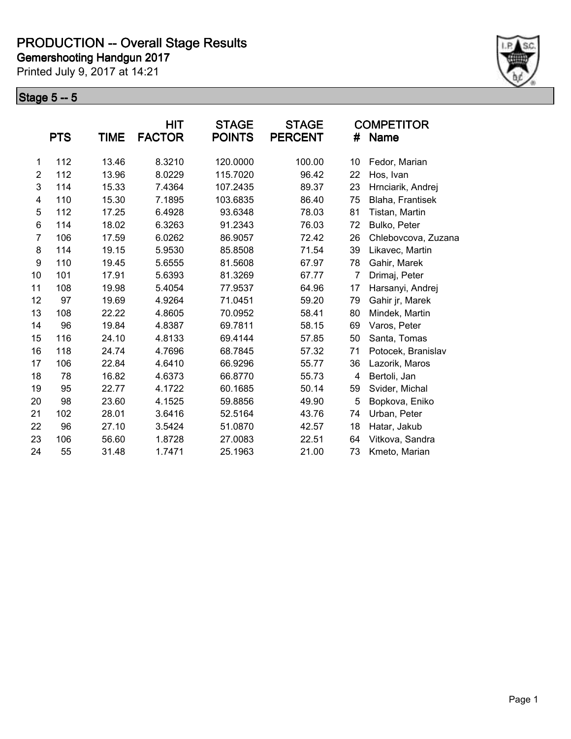# PRODUCTION -- Overall Stage Results

## Gemershooting Handgun 2017

Printed July 9, 2017 at 14:21

### Stage 5 -- 5

| | PTS | TIME | HIT FACTOR | STAGE POINTS | STAGE PERCENT | # | COMPETITOR Name |
|---|---|---|---|---|---|---|---|
| 1 | 112 | 13.46 | 8.3210 | 120.0000 | 100.00 | 10 | Fedor, Marian |
| 2 | 112 | 13.96 | 8.0229 | 115.7020 | 96.42 | 22 | Hos, Ivan |
| 3 | 114 | 15.33 | 7.4364 | 107.2435 | 89.37 | 23 | Hrnciarik, Andrej |
| 4 | 110 | 15.30 | 7.1895 | 103.6835 | 86.40 | 75 | Blaha, Frantisek |
| 5 | 112 | 17.25 | 6.4928 | 93.6348 | 78.03 | 81 | Tistan, Martin |
| 6 | 114 | 18.02 | 6.3263 | 91.2343 | 76.03 | 72 | Bulko, Peter |
| 7 | 106 | 17.59 | 6.0262 | 86.9057 | 72.42 | 26 | Chlebovcova, Zuzana |
| 8 | 114 | 19.15 | 5.9530 | 85.8508 | 71.54 | 39 | Likavec, Martin |
| 9 | 110 | 19.45 | 5.6555 | 81.5608 | 67.97 | 78 | Gahir, Marek |
| 10 | 101 | 17.91 | 5.6393 | 81.3269 | 67.77 | 7 | Drimaj, Peter |
| 11 | 108 | 19.98 | 5.4054 | 77.9537 | 64.96 | 17 | Harsanyi, Andrej |
| 12 | 97 | 19.69 | 4.9264 | 71.0451 | 59.20 | 79 | Gahir jr, Marek |
| 13 | 108 | 22.22 | 4.8605 | 70.0952 | 58.41 | 80 | Mindek, Martin |
| 14 | 96 | 19.84 | 4.8387 | 69.7811 | 58.15 | 69 | Varos, Peter |
| 15 | 116 | 24.10 | 4.8133 | 69.4144 | 57.85 | 50 | Santa, Tomas |
| 16 | 118 | 24.74 | 4.7696 | 68.7845 | 57.32 | 71 | Potocek, Branislav |
| 17 | 106 | 22.84 | 4.6410 | 66.9296 | 55.77 | 36 | Lazorik, Maros |
| 18 | 78 | 16.82 | 4.6373 | 66.8770 | 55.73 | 4 | Bertoli, Jan |
| 19 | 95 | 22.77 | 4.1722 | 60.1685 | 50.14 | 59 | Svider, Michal |
| 20 | 98 | 23.60 | 4.1525 | 59.8856 | 49.90 | 5 | Bopkova, Eniko |
| 21 | 102 | 28.01 | 3.6416 | 52.5164 | 43.76 | 74 | Urban, Peter |
| 22 | 96 | 27.10 | 3.5424 | 51.0870 | 42.57 | 18 | Hatar, Jakub |
| 23 | 106 | 56.60 | 1.8728 | 27.0083 | 22.51 | 64 | Vitkova, Sandra |
| 24 | 55 | 31.48 | 1.7471 | 25.1963 | 21.00 | 73 | Kmeto, Marian |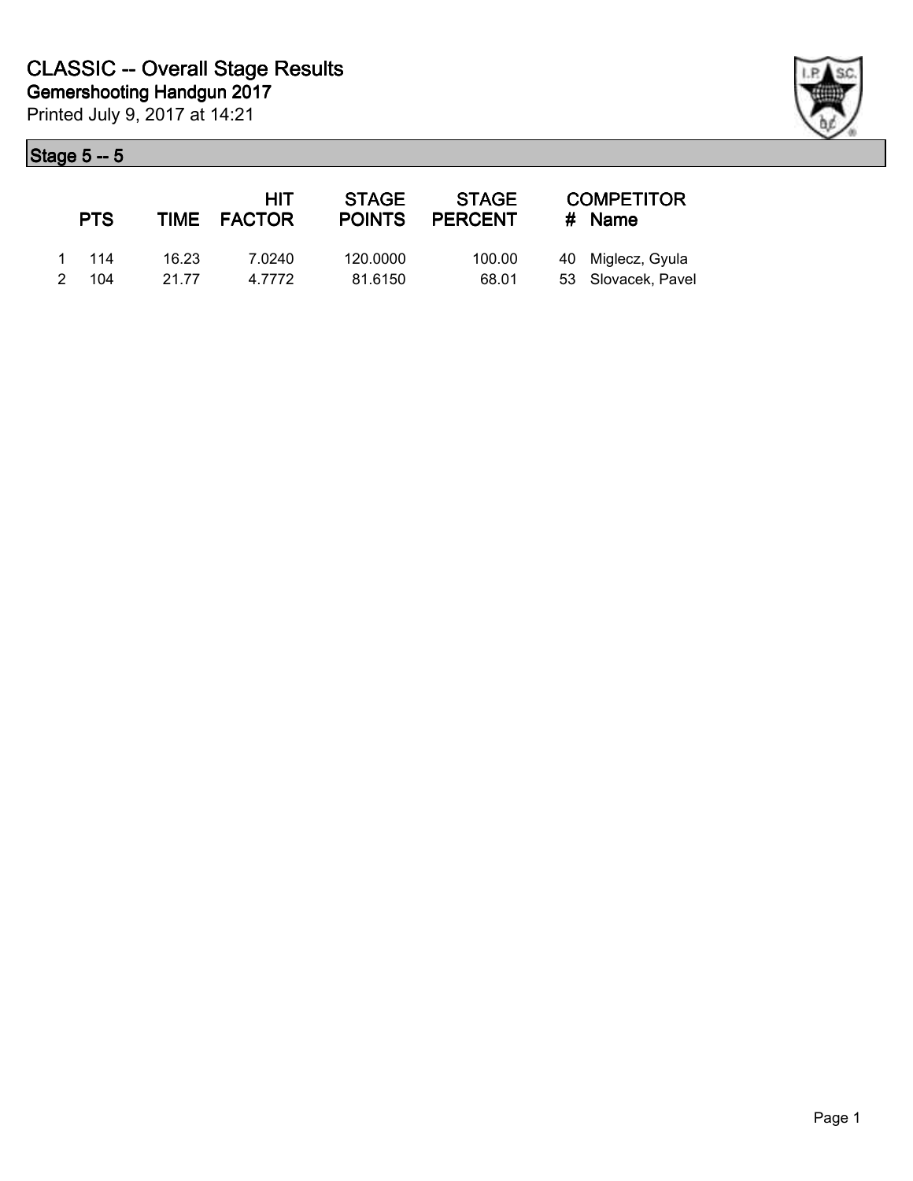# CLASSIC -- Overall Stage Results

## Gemershooting Handgun 2017

Printed July 9, 2017 at 14:21

### Stage 5 -- 5

| | PTS | TIME | HIT FACTOR | STAGE POINTS | STAGE PERCENT | # | COMPETITOR Name |
|---|---|---|---|---|---|---|---|
| 1 | 114 | 16.23 | 7.0240 | 120.0000 | 100.00 | 40 | Miglecz, Gyula |
| 2 | 104 | 21.77 | 4.7772 | 81.6150 | 68.01 | 53 | Slovacek, Pavel |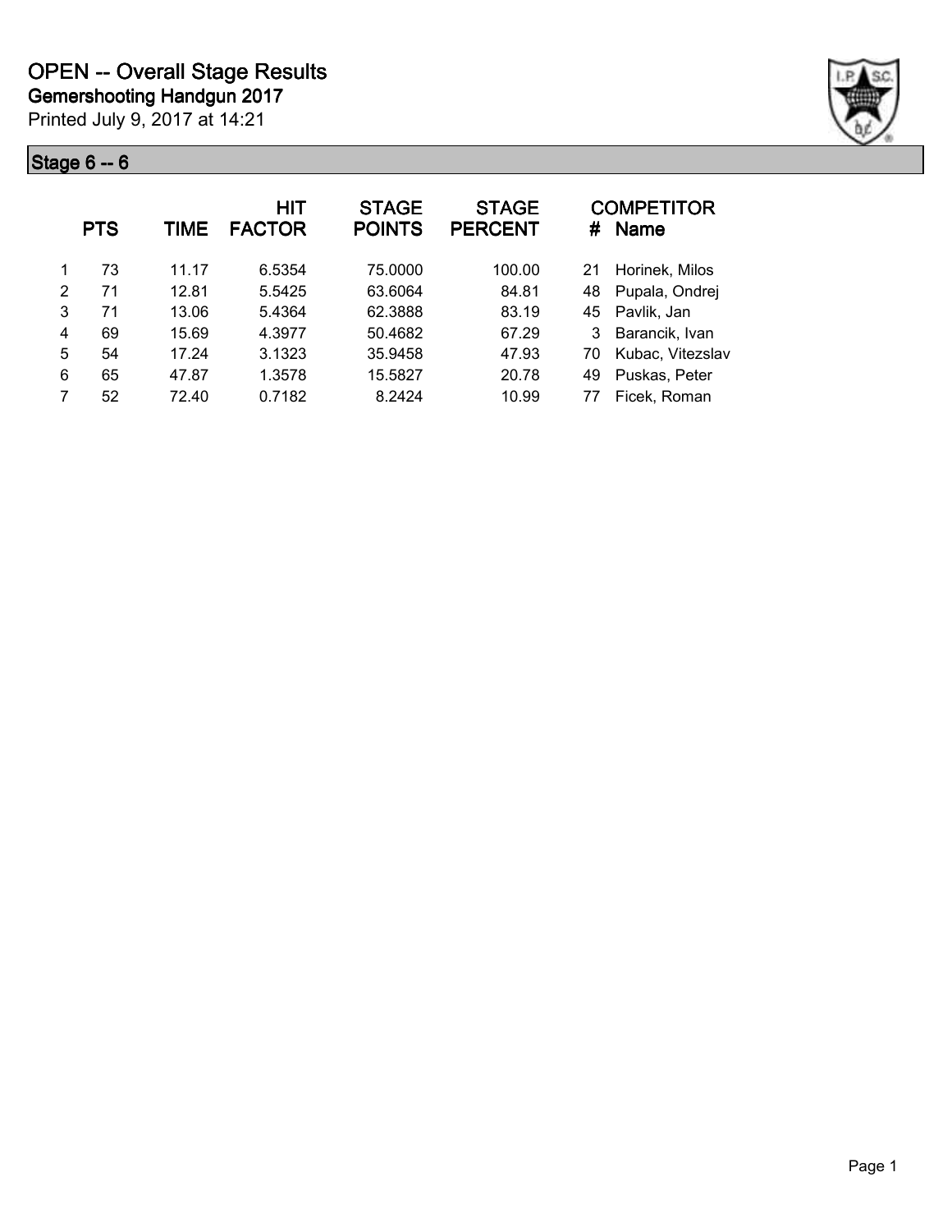# OPEN -- Overall Stage Results

## Gemershooting Handgun 2017

Printed July 9, 2017 at 14:21

### Stage 6 -- 6

| | PTS | TIME | HIT FACTOR | STAGE POINTS | STAGE PERCENT | # | COMPETITOR Name |
|---|---|---|---|---|---|---|---|
| 1 | 73 | 11.17 | 6.5354 | 75.0000 | 100.00 | 21 | Horinek, Milos |
| 2 | 71 | 12.81 | 5.5425 | 63.6064 | 84.81 | 48 | Pupala, Ondrej |
| 3 | 71 | 13.06 | 5.4364 | 62.3888 | 83.19 | 45 | Pavlik, Jan |
| 4 | 69 | 15.69 | 4.3977 | 50.4682 | 67.29 | 3 | Barancik, Ivan |
| 5 | 54 | 17.24 | 3.1323 | 35.9458 | 47.93 | 70 | Kubac, Vitezslav |
| 6 | 65 | 47.87 | 1.3578 | 15.5827 | 20.78 | 49 | Puskas, Peter |
| 7 | 52 | 72.40 | 0.7182 | 8.2424 | 10.99 | 77 | Ficek, Roman |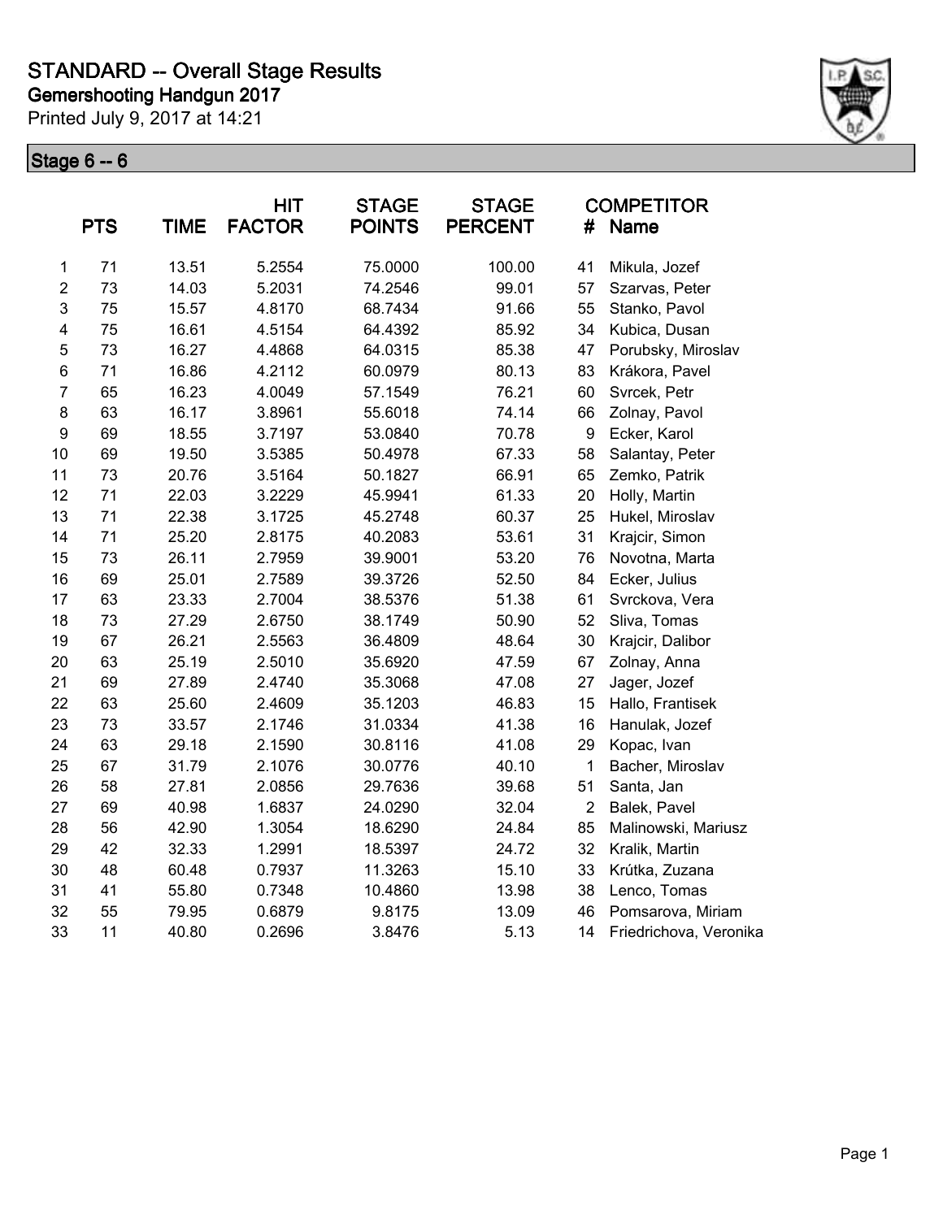# STANDARD -- Overall Stage Results

**Gemershooting Handgun 2017**

Printed July 9, 2017 at 14:21

## Stage 6 -- 6

| | PTS | TIME | HIT FACTOR | STAGE POINTS | STAGE PERCENT | # | COMPETITOR Name |
|---|---|---|---|---|---|---|---|
| 1 | 71 | 13.51 | 5.2554 | 75.0000 | 100.00 | 41 | Mikula, Jozef |
| 2 | 73 | 14.03 | 5.2031 | 74.2546 | 99.01 | 57 | Szarvas, Peter |
| 3 | 75 | 15.57 | 4.8170 | 68.7434 | 91.66 | 55 | Stanko, Pavol |
| 4 | 75 | 16.61 | 4.5154 | 64.4392 | 85.92 | 34 | Kubica, Dusan |
| 5 | 73 | 16.27 | 4.4868 | 64.0315 | 85.38 | 47 | Porubsky, Miroslav |
| 6 | 71 | 16.86 | 4.2112 | 60.0979 | 80.13 | 83 | Krákora, Pavel |
| 7 | 65 | 16.23 | 4.0049 | 57.1549 | 76.21 | 60 | Svrcek, Petr |
| 8 | 63 | 16.17 | 3.8961 | 55.6018 | 74.14 | 66 | Zolnay, Pavol |
| 9 | 69 | 18.55 | 3.7197 | 53.0840 | 70.78 | 9 | Ecker, Karol |
| 10 | 69 | 19.50 | 3.5385 | 50.4978 | 67.33 | 58 | Salantay, Peter |
| 11 | 73 | 20.76 | 3.5164 | 50.1827 | 66.91 | 65 | Zemko, Patrik |
| 12 | 71 | 22.03 | 3.2229 | 45.9941 | 61.33 | 20 | Holly, Martin |
| 13 | 71 | 22.38 | 3.1725 | 45.2748 | 60.37 | 25 | Hukel, Miroslav |
| 14 | 71 | 25.20 | 2.8175 | 40.2083 | 53.61 | 31 | Krajcir, Simon |
| 15 | 73 | 26.11 | 2.7959 | 39.9001 | 53.20 | 76 | Novotna, Marta |
| 16 | 69 | 25.01 | 2.7589 | 39.3726 | 52.50 | 84 | Ecker, Julius |
| 17 | 63 | 23.33 | 2.7004 | 38.5376 | 51.38 | 61 | Svrckova, Vera |
| 18 | 73 | 27.29 | 2.6750 | 38.1749 | 50.90 | 52 | Sliva, Tomas |
| 19 | 67 | 26.21 | 2.5563 | 36.4809 | 48.64 | 30 | Krajcir, Dalibor |
| 20 | 63 | 25.19 | 2.5010 | 35.6920 | 47.59 | 67 | Zolnay, Anna |
| 21 | 69 | 27.89 | 2.4740 | 35.3068 | 47.08 | 27 | Jager, Jozef |
| 22 | 63 | 25.60 | 2.4609 | 35.1203 | 46.83 | 15 | Hallo, Frantisek |
| 23 | 73 | 33.57 | 2.1746 | 31.0334 | 41.38 | 16 | Hanulak, Jozef |
| 24 | 63 | 29.18 | 2.1590 | 30.8116 | 41.08 | 29 | Kopac, Ivan |
| 25 | 67 | 31.79 | 2.1076 | 30.0776 | 40.10 | 1 | Bacher, Miroslav |
| 26 | 58 | 27.81 | 2.0856 | 29.7636 | 39.68 | 51 | Santa, Jan |
| 27 | 69 | 40.98 | 1.6837 | 24.0290 | 32.04 | 2 | Balek, Pavel |
| 28 | 56 | 42.90 | 1.3054 | 18.6290 | 24.84 | 85 | Malinowski, Mariusz |
| 29 | 42 | 32.33 | 1.2991 | 18.5397 | 24.72 | 32 | Kralik, Martin |
| 30 | 48 | 60.48 | 0.7937 | 11.3263 | 15.10 | 33 | Krútka, Zuzana |
| 31 | 41 | 55.80 | 0.7348 | 10.4860 | 13.98 | 38 | Lenco, Tomas |
| 32 | 55 | 79.95 | 0.6879 | 9.8175 | 13.09 | 46 | Pomsarova, Miriam |
| 33 | 11 | 40.80 | 0.2696 | 3.8476 | 5.13 | 14 | Friedrichova, Veronika |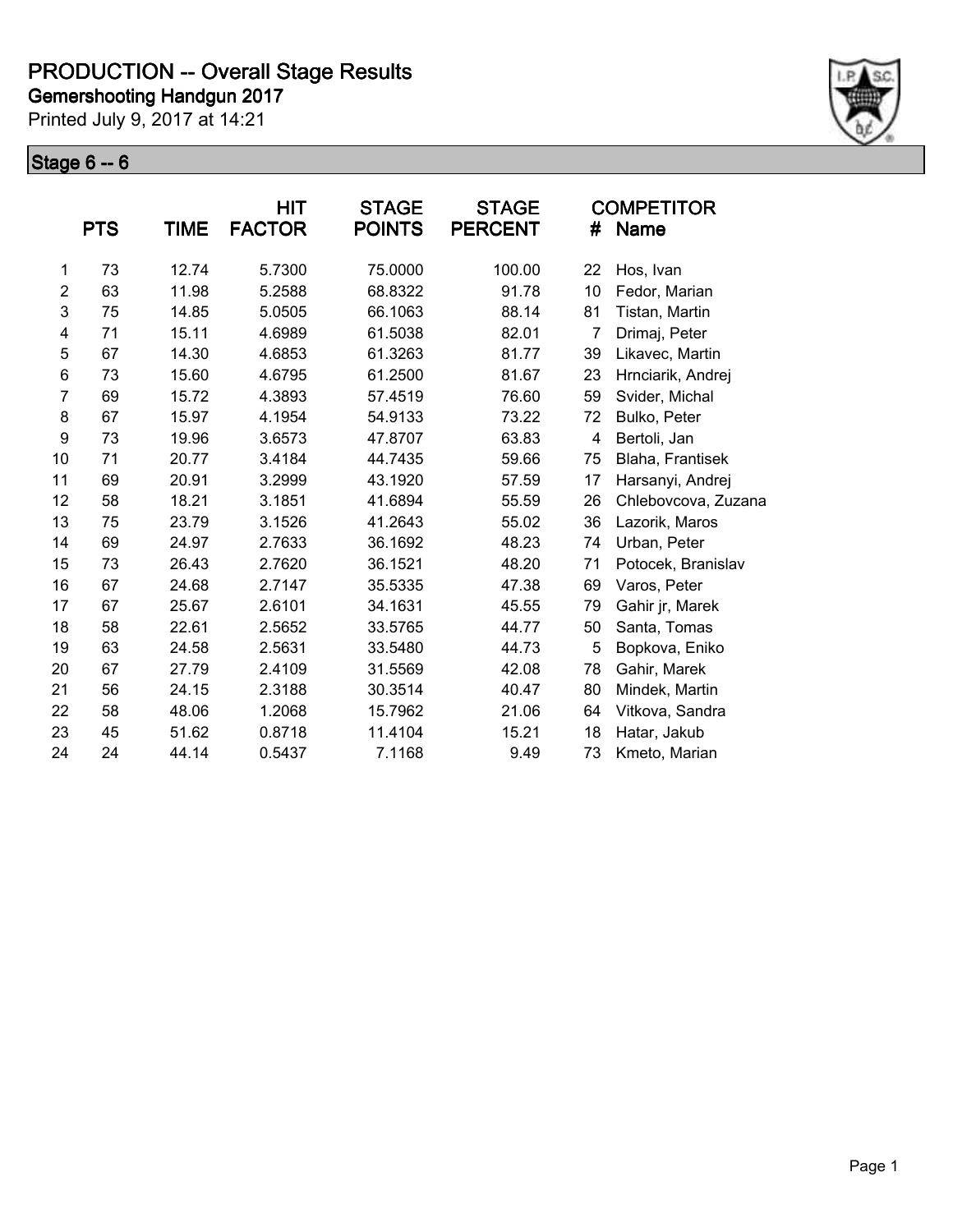# PRODUCTION -- Overall Stage Results

**Gemershooting Handgun 2017**

Printed July 9, 2017 at 14:21

## Stage 6 -- 6

| | PTS | TIME | HIT FACTOR | STAGE POINTS | STAGE PERCENT | # | COMPETITOR Name |
|---|---|---|---|---|---|---|---|
| 1 | 73 | 12.74 | 5.7300 | 75.0000 | 100.00 | 22 | Hos, Ivan |
| 2 | 63 | 11.98 | 5.2588 | 68.8322 | 91.78 | 10 | Fedor, Marian |
| 3 | 75 | 14.85 | 5.0505 | 66.1063 | 88.14 | 81 | Tistan, Martin |
| 4 | 71 | 15.11 | 4.6989 | 61.5038 | 82.01 | 7 | Drimaj, Peter |
| 5 | 67 | 14.30 | 4.6853 | 61.3263 | 81.77 | 39 | Likavec, Martin |
| 6 | 73 | 15.60 | 4.6795 | 61.2500 | 81.67 | 23 | Hrnciarik, Andrej |
| 7 | 69 | 15.72 | 4.3893 | 57.4519 | 76.60 | 59 | Svider, Michal |
| 8 | 67 | 15.97 | 4.1954 | 54.9133 | 73.22 | 72 | Bulko, Peter |
| 9 | 73 | 19.96 | 3.6573 | 47.8707 | 63.83 | 4 | Bertoli, Jan |
| 10 | 71 | 20.77 | 3.4184 | 44.7435 | 59.66 | 75 | Blaha, Frantisek |
| 11 | 69 | 20.91 | 3.2999 | 43.1920 | 57.59 | 17 | Harsanyi, Andrej |
| 12 | 58 | 18.21 | 3.1851 | 41.6894 | 55.59 | 26 | Chlebovcova, Zuzana |
| 13 | 75 | 23.79 | 3.1526 | 41.2643 | 55.02 | 36 | Lazorik, Maros |
| 14 | 69 | 24.97 | 2.7633 | 36.1692 | 48.23 | 74 | Urban, Peter |
| 15 | 73 | 26.43 | 2.7620 | 36.1521 | 48.20 | 71 | Potocek, Branislav |
| 16 | 67 | 24.68 | 2.7147 | 35.5335 | 47.38 | 69 | Varos, Peter |
| 17 | 67 | 25.67 | 2.6101 | 34.1631 | 45.55 | 79 | Gahir jr, Marek |
| 18 | 58 | 22.61 | 2.5652 | 33.5765 | 44.77 | 50 | Santa, Tomas |
| 19 | 63 | 24.58 | 2.5631 | 33.5480 | 44.73 | 5 | Bopkova, Eniko |
| 20 | 67 | 27.79 | 2.4109 | 31.5569 | 42.08 | 78 | Gahir, Marek |
| 21 | 56 | 24.15 | 2.3188 | 30.3514 | 40.47 | 80 | Mindek, Martin |
| 22 | 58 | 48.06 | 1.2068 | 15.7962 | 21.06 | 64 | Vitkova, Sandra |
| 23 | 45 | 51.62 | 0.8718 | 11.4104 | 15.21 | 18 | Hatar, Jakub |
| 24 | 24 | 44.14 | 0.5437 | 7.1168 | 9.49 | 73 | Kmeto, Marian |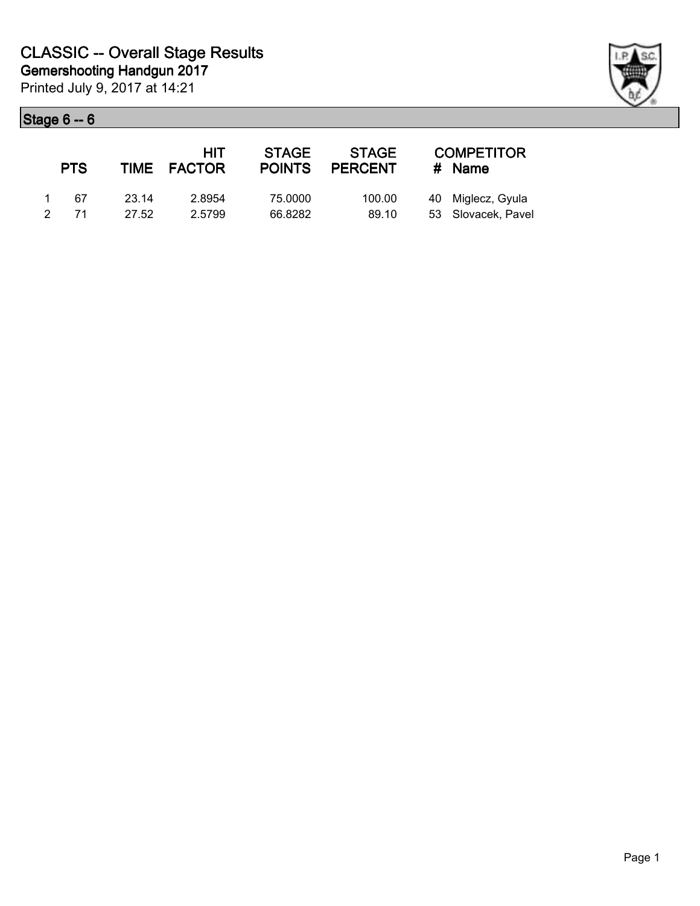# CLASSIC -- Overall Stage Results

## Gemershooting Handgun 2017

Printed July 9, 2017 at 14:21

## Stage 6 -- 6

| | PTS | TIME | HIT FACTOR | STAGE POINTS | STAGE PERCENT | # | COMPETITOR Name |
|---|---|---|---|---|---|---|---|
| 1 | 67 | 23.14 | 2.8954 | 75.0000 | 100.00 | 40 | Miglecz, Gyula |
| 2 | 71 | 27.52 | 2.5799 | 66.8282 | 89.10 | 53 | Slovacek, Pavel |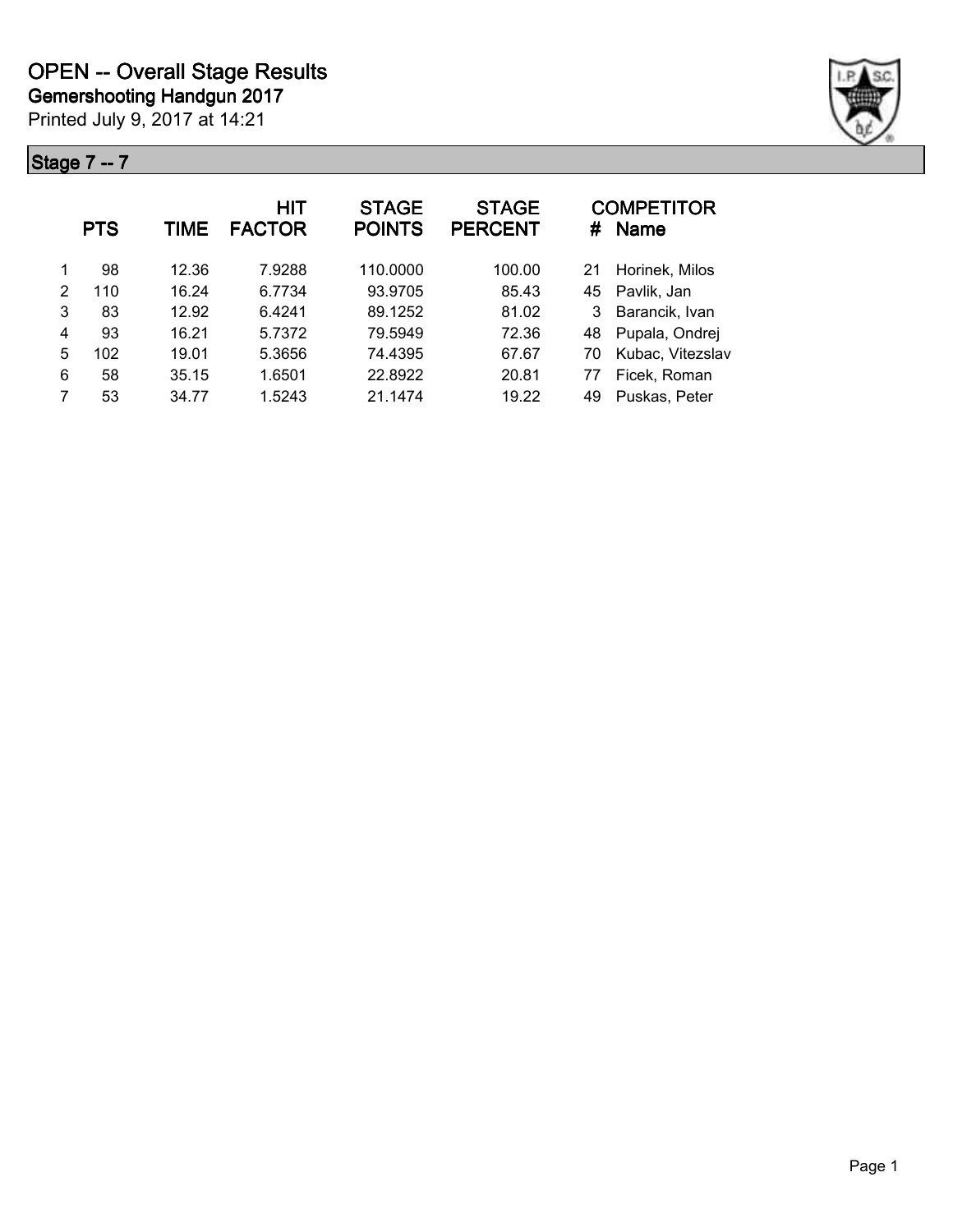# OPEN -- Overall Stage Results

## Gemershooting Handgun 2017

Printed July 9, 2017 at 14:21

### Stage 7 -- 7

| | PTS | TIME | HIT FACTOR | STAGE POINTS | STAGE PERCENT | # | COMPETITOR Name |
|---|---|---|---|---|---|---|---|
| 1 | 98 | 12.36 | 7.9288 | 110.0000 | 100.00 | 21 | Horinek, Milos |
| 2 | 110 | 16.24 | 6.7734 | 93.9705 | 85.43 | 45 | Pavlik, Jan |
| 3 | 83 | 12.92 | 6.4241 | 89.1252 | 81.02 | 3 | Barancik, Ivan |
| 4 | 93 | 16.21 | 5.7372 | 79.5949 | 72.36 | 48 | Pupala, Ondrej |
| 5 | 102 | 19.01 | 5.3656 | 74.4395 | 67.67 | 70 | Kubac, Vitezslav |
| 6 | 58 | 35.15 | 1.6501 | 22.8922 | 20.81 | 77 | Ficek, Roman |
| 7 | 53 | 34.77 | 1.5243 | 21.1474 | 19.22 | 49 | Puskas, Peter |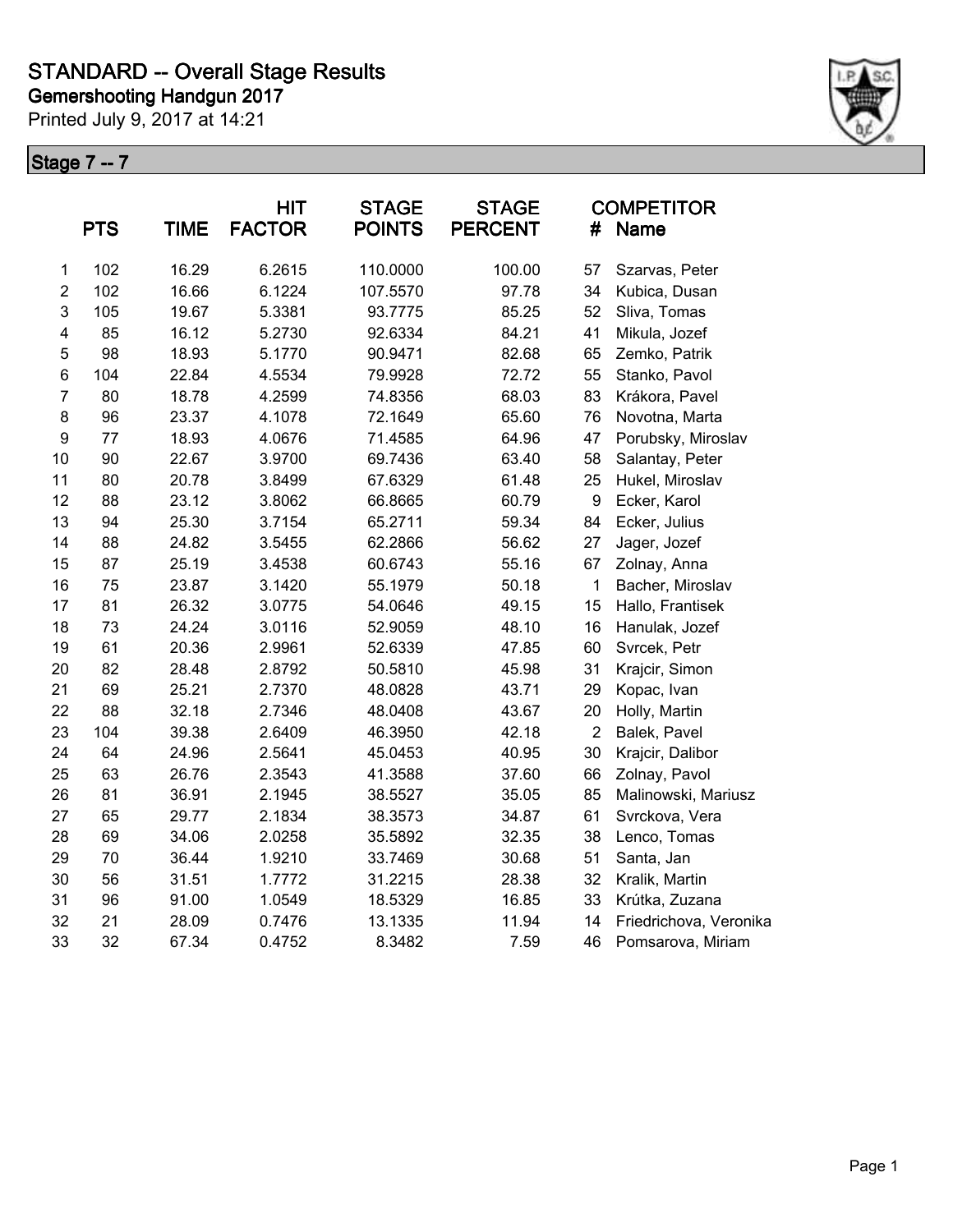# STANDARD -- Overall Stage Results

**Gemershooting Handgun 2017**

Printed July 9, 2017 at 14:21

**Stage 7 -- 7**

| | PTS | TIME | HIT FACTOR | STAGE POINTS | STAGE PERCENT | # | COMPETITOR Name |
|---|---|---|---|---|---|---|---|
| 1 | 102 | 16.29 | 6.2615 | 110.0000 | 100.00 | 57 | Szarvas, Peter |
| 2 | 102 | 16.66 | 6.1224 | 107.5570 | 97.78 | 34 | Kubica, Dusan |
| 3 | 105 | 19.67 | 5.3381 | 93.7775 | 85.25 | 52 | Sliva, Tomas |
| 4 | 85 | 16.12 | 5.2730 | 92.6334 | 84.21 | 41 | Mikula, Jozef |
| 5 | 98 | 18.93 | 5.1770 | 90.9471 | 82.68 | 65 | Zemko, Patrik |
| 6 | 104 | 22.84 | 4.5534 | 79.9928 | 72.72 | 55 | Stanko, Pavol |
| 7 | 80 | 18.78 | 4.2599 | 74.8356 | 68.03 | 83 | Krákora, Pavel |
| 8 | 96 | 23.37 | 4.1078 | 72.1649 | 65.60 | 76 | Novotna, Marta |
| 9 | 77 | 18.93 | 4.0676 | 71.4585 | 64.96 | 47 | Porubsky, Miroslav |
| 10 | 90 | 22.67 | 3.9700 | 69.7436 | 63.40 | 58 | Salantay, Peter |
| 11 | 80 | 20.78 | 3.8499 | 67.6329 | 61.48 | 25 | Hukel, Miroslav |
| 12 | 88 | 23.12 | 3.8062 | 66.8665 | 60.79 | 9 | Ecker, Karol |
| 13 | 94 | 25.30 | 3.7154 | 65.2711 | 59.34 | 84 | Ecker, Julius |
| 14 | 88 | 24.82 | 3.5455 | 62.2866 | 56.62 | 27 | Jager, Jozef |
| 15 | 87 | 25.19 | 3.4538 | 60.6743 | 55.16 | 67 | Zolnay, Anna |
| 16 | 75 | 23.87 | 3.1420 | 55.1979 | 50.18 | 1 | Bacher, Miroslav |
| 17 | 81 | 26.32 | 3.0775 | 54.0646 | 49.15 | 15 | Hallo, Frantisek |
| 18 | 73 | 24.24 | 3.0116 | 52.9059 | 48.10 | 16 | Hanulak, Jozef |
| 19 | 61 | 20.36 | 2.9961 | 52.6339 | 47.85 | 60 | Svrcek, Petr |
| 20 | 82 | 28.48 | 2.8792 | 50.5810 | 45.98 | 31 | Krajcir, Simon |
| 21 | 69 | 25.21 | 2.7370 | 48.0828 | 43.71 | 29 | Kopac, Ivan |
| 22 | 88 | 32.18 | 2.7346 | 48.0408 | 43.67 | 20 | Holly, Martin |
| 23 | 104 | 39.38 | 2.6409 | 46.3950 | 42.18 | 2 | Balek, Pavel |
| 24 | 64 | 24.96 | 2.5641 | 45.0453 | 40.95 | 30 | Krajcir, Dalibor |
| 25 | 63 | 26.76 | 2.3543 | 41.3588 | 37.60 | 66 | Zolnay, Pavol |
| 26 | 81 | 36.91 | 2.1945 | 38.5527 | 35.05 | 85 | Malinowski, Mariusz |
| 27 | 65 | 29.77 | 2.1834 | 38.3573 | 34.87 | 61 | Svrckova, Vera |
| 28 | 69 | 34.06 | 2.0258 | 35.5892 | 32.35 | 38 | Lenco, Tomas |
| 29 | 70 | 36.44 | 1.9210 | 33.7469 | 30.68 | 51 | Santa, Jan |
| 30 | 56 | 31.51 | 1.7772 | 31.2215 | 28.38 | 32 | Kralik, Martin |
| 31 | 96 | 91.00 | 1.0549 | 18.5329 | 16.85 | 33 | Krútka, Zuzana |
| 32 | 21 | 28.09 | 0.7476 | 13.1335 | 11.94 | 14 | Friedrichova, Veronika |
| 33 | 32 | 67.34 | 0.4752 | 8.3482 | 7.59 | 46 | Pomsarova, Miriam |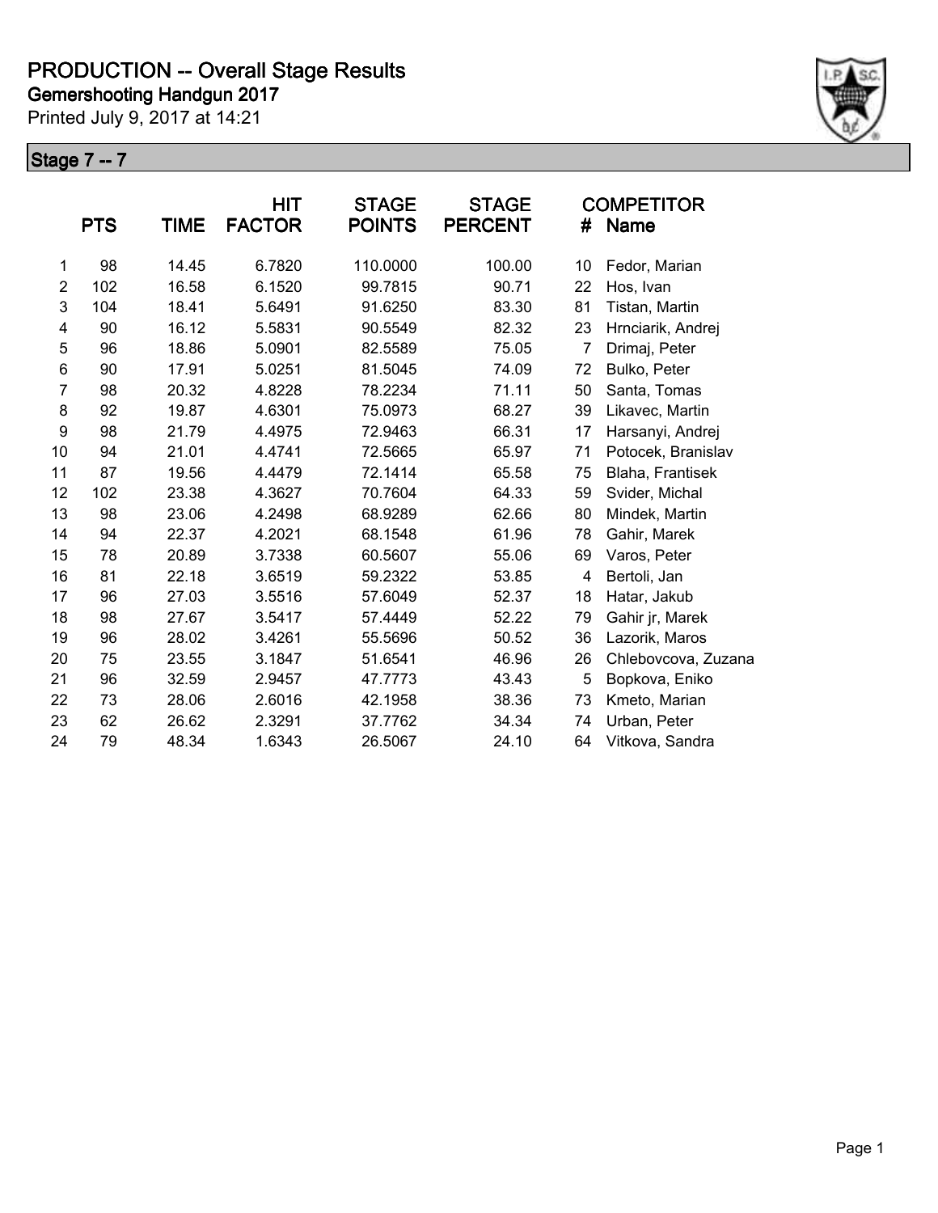# PRODUCTION -- Overall Stage Results

**Gemershooting Handgun 2017**

Printed July 9, 2017 at 14:21

## Stage 7 -- 7

| | PTS | TIME | HIT FACTOR | STAGE POINTS | STAGE PERCENT | # | COMPETITOR Name |
|---|---|---|---|---|---|---|---|
| 1 | 98 | 14.45 | 6.7820 | 110.0000 | 100.00 | 10 | Fedor, Marian |
| 2 | 102 | 16.58 | 6.1520 | 99.7815 | 90.71 | 22 | Hos, Ivan |
| 3 | 104 | 18.41 | 5.6491 | 91.6250 | 83.30 | 81 | Tistan, Martin |
| 4 | 90 | 16.12 | 5.5831 | 90.5549 | 82.32 | 23 | Hrnciarik, Andrej |
| 5 | 96 | 18.86 | 5.0901 | 82.5589 | 75.05 | 7 | Drimaj, Peter |
| 6 | 90 | 17.91 | 5.0251 | 81.5045 | 74.09 | 72 | Bulko, Peter |
| 7 | 98 | 20.32 | 4.8228 | 78.2234 | 71.11 | 50 | Santa, Tomas |
| 8 | 92 | 19.87 | 4.6301 | 75.0973 | 68.27 | 39 | Likavec, Martin |
| 9 | 98 | 21.79 | 4.4975 | 72.9463 | 66.31 | 17 | Harsanyi, Andrej |
| 10 | 94 | 21.01 | 4.4741 | 72.5665 | 65.97 | 71 | Potocek, Branislav |
| 11 | 87 | 19.56 | 4.4479 | 72.1414 | 65.58 | 75 | Blaha, Frantisek |
| 12 | 102 | 23.38 | 4.3627 | 70.7604 | 64.33 | 59 | Svider, Michal |
| 13 | 98 | 23.06 | 4.2498 | 68.9289 | 62.66 | 80 | Mindek, Martin |
| 14 | 94 | 22.37 | 4.2021 | 68.1548 | 61.96 | 78 | Gahir, Marek |
| 15 | 78 | 20.89 | 3.7338 | 60.5607 | 55.06 | 69 | Varos, Peter |
| 16 | 81 | 22.18 | 3.6519 | 59.2322 | 53.85 | 4 | Bertoli, Jan |
| 17 | 96 | 27.03 | 3.5516 | 57.6049 | 52.37 | 18 | Hatar, Jakub |
| 18 | 98 | 27.67 | 3.5417 | 57.4449 | 52.22 | 79 | Gahir jr, Marek |
| 19 | 96 | 28.02 | 3.4261 | 55.5696 | 50.52 | 36 | Lazorik, Maros |
| 20 | 75 | 23.55 | 3.1847 | 51.6541 | 46.96 | 26 | Chlebovcova, Zuzana |
| 21 | 96 | 32.59 | 2.9457 | 47.7773 | 43.43 | 5 | Bopkova, Eniko |
| 22 | 73 | 28.06 | 2.6016 | 42.1958 | 38.36 | 73 | Kmeto, Marian |
| 23 | 62 | 26.62 | 2.3291 | 37.7762 | 34.34 | 74 | Urban, Peter |
| 24 | 79 | 48.34 | 1.6343 | 26.5067 | 24.10 | 64 | Vitkova, Sandra |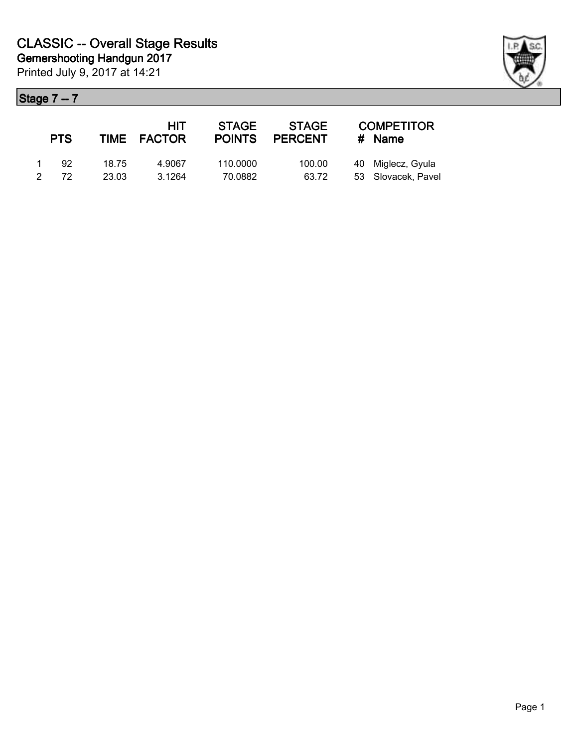# CLASSIC -- Overall Stage Results

## Gemershooting Handgun 2017

Printed July 9, 2017 at 14:21

### Stage 7 -- 7

| | PTS | TIME | HIT FACTOR | STAGE POINTS | STAGE PERCENT | # | COMPETITOR Name |
|---|---|---|---|---|---|---|---|
| 1 | 92 | 18.75 | 4.9067 | 110.0000 | 100.00 | 40 | Miglecz, Gyula |
| 2 | 72 | 23.03 | 3.1264 | 70.0882 | 63.72 | 53 | Slovacek, Pavel |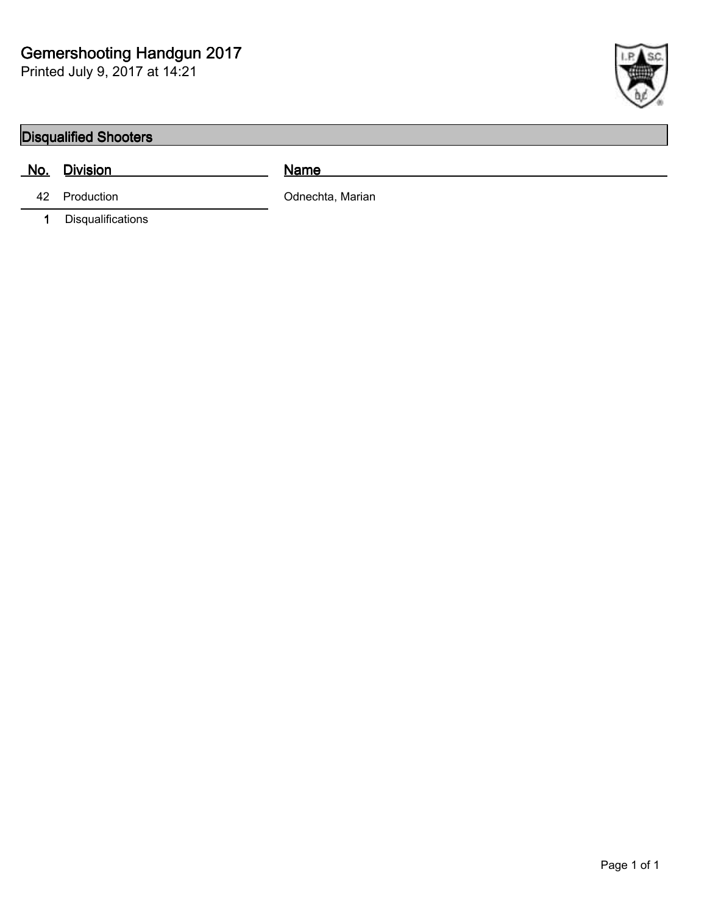# Gemershooting Handgun 2017

Printed July 9, 2017 at 14:21

## Disqualified Shooters

| No. | Division | Name |
|---|---|---|
| 42 | Production | Odnechta, Marian |

1 Disqualifications